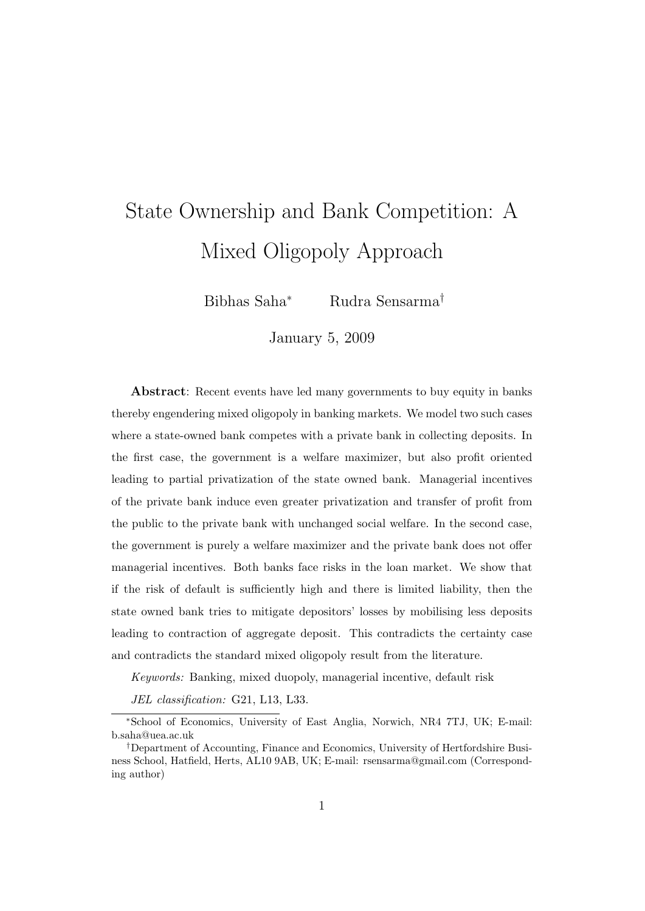# State Ownership and Bank Competition: A Mixed Oligopoly Approach

Bibhas Saha[*] Rudra Sensarma[†]

January 5, 2009

**Abstract**: Recent events have led many governments to buy equity in banks thereby engendering mixed oligopoly in banking markets. We model two such cases where a state-owned bank competes with a private bank in collecting deposits. In the first case, the government is a welfare maximizer, but also profit oriented leading to partial privatization of the state owned bank. Managerial incentives of the private bank induce even greater privatization and transfer of profit from the public to the private bank with unchanged social welfare. In the second case, the government is purely a welfare maximizer and the private bank does not offer managerial incentives. Both banks face risks in the loan market. We show that if the risk of default is sufficiently high and there is limited liability, then the state owned bank tries to mitigate depositors' losses by mobilising less deposits leading to contraction of aggregate deposit. This contradicts the certainty case and contradicts the standard mixed oligopoly result from the literature.

*Keywords:* Banking, mixed duopoly, managerial incentive, default risk

*JEL classification:* G21, L13, L33.

[*] School of Economics, University of East Anglia, Norwich, NR4 7TJ, UK; E-mail: b.saha@uea.ac.uk

[†] Department of Accounting, Finance and Economics, University of Hertfordshire Business School, Hatfield, Herts, AL10 9AB, UK; E-mail: rsensarma@gmail.com (Corresponding author)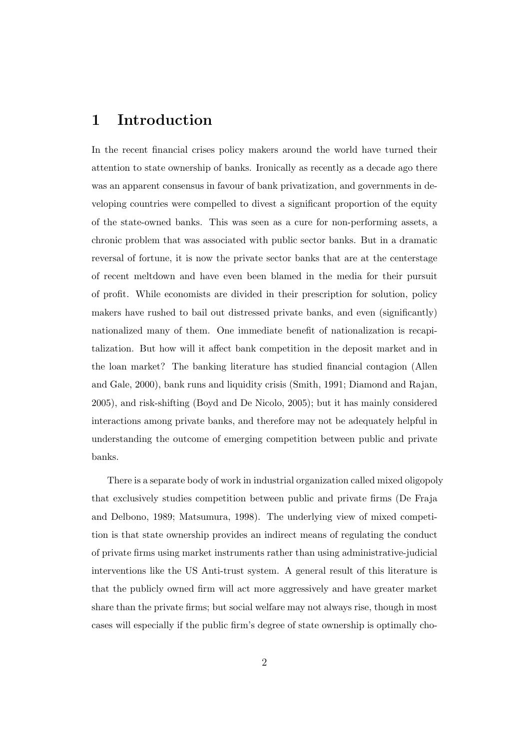# 1 Introduction

In the recent financial crises policy makers around the world have turned their attention to state ownership of banks. Ironically as recently as a decade ago there was an apparent consensus in favour of bank privatization, and governments in developing countries were compelled to divest a significant proportion of the equity of the state-owned banks. This was seen as a cure for non-performing assets, a chronic problem that was associated with public sector banks. But in a dramatic reversal of fortune, it is now the private sector banks that are at the centerstage of recent meltdown and have even been blamed in the media for their pursuit of profit. While economists are divided in their prescription for solution, policy makers have rushed to bail out distressed private banks, and even (significantly) nationalized many of them. One immediate benefit of nationalization is recapitalization. But how will it affect bank competition in the deposit market and in the loan market? The banking literature has studied financial contagion (Allen and Gale, 2000), bank runs and liquidity crisis (Smith, 1991; Diamond and Rajan, 2005), and risk-shifting (Boyd and De Nicolo, 2005); but it has mainly considered interactions among private banks, and therefore may not be adequately helpful in understanding the outcome of emerging competition between public and private banks.

There is a separate body of work in industrial organization called mixed oligopoly that exclusively studies competition between public and private firms (De Fraja and Delbono, 1989; Matsumura, 1998). The underlying view of mixed competition is that state ownership provides an indirect means of regulating the conduct of private firms using market instruments rather than using administrative-judicial interventions like the US Anti-trust system. A general result of this literature is that the publicly owned firm will act more aggressively and have greater market share than the private firms; but social welfare may not always rise, though in most cases will especially if the public firm's degree of state ownership is optimally cho-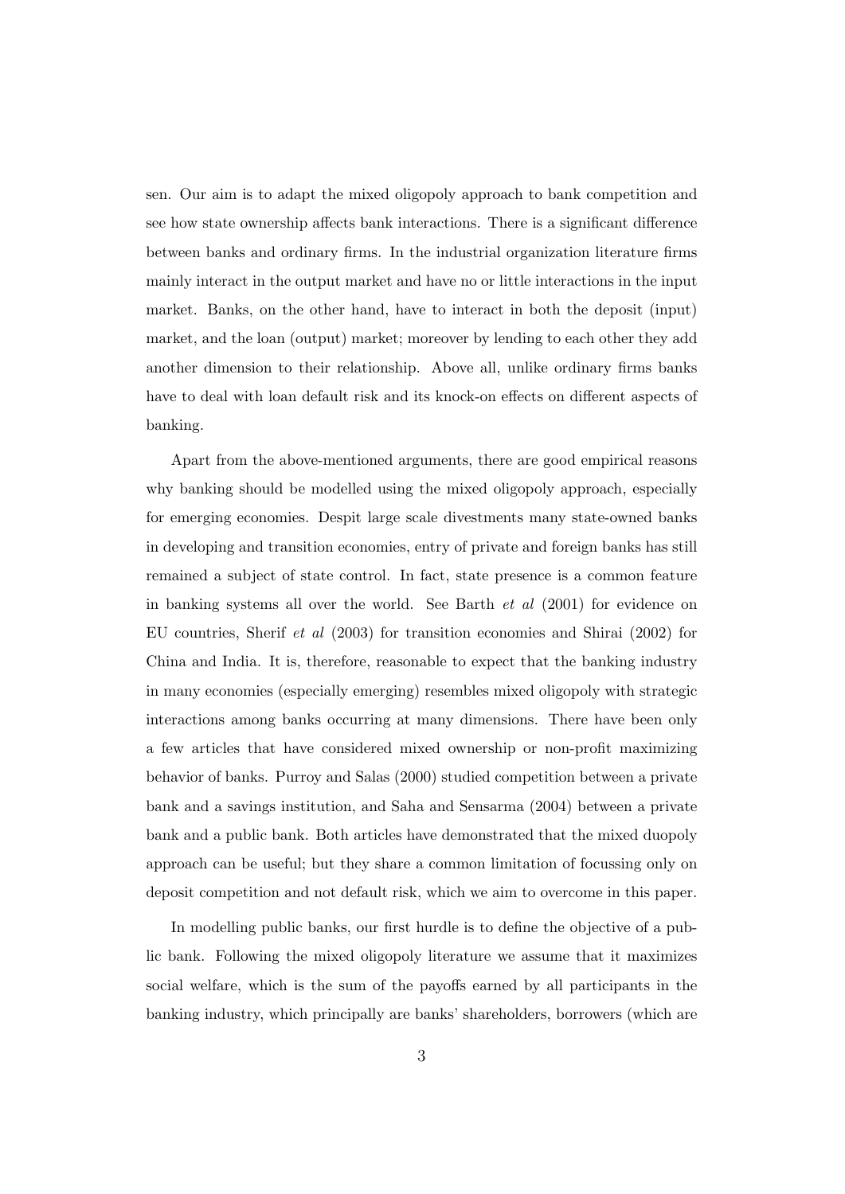sen. Our aim is to adapt the mixed oligopoly approach to bank competition and see how state ownership affects bank interactions. There is a significant difference between banks and ordinary firms. In the industrial organization literature firms mainly interact in the output market and have no or little interactions in the input market. Banks, on the other hand, have to interact in both the deposit (input) market, and the loan (output) market; moreover by lending to each other they add another dimension to their relationship. Above all, unlike ordinary firms banks have to deal with loan default risk and its knock-on effects on different aspects of banking.

Apart from the above-mentioned arguments, there are good empirical reasons why banking should be modelled using the mixed oligopoly approach, especially for emerging economies. Despit large scale divestments many state-owned banks in developing and transition economies, entry of private and foreign banks has still remained a subject of state control. In fact, state presence is a common feature in banking systems all over the world. See Barth *et al* (2001) for evidence on EU countries, Sherif *et al* (2003) for transition economies and Shirai (2002) for China and India. It is, therefore, reasonable to expect that the banking industry in many economies (especially emerging) resembles mixed oligopoly with strategic interactions among banks occurring at many dimensions. There have been only a few articles that have considered mixed ownership or non-profit maximizing behavior of banks. Purroy and Salas (2000) studied competition between a private bank and a savings institution, and Saha and Sensarma (2004) between a private bank and a public bank. Both articles have demonstrated that the mixed duopoly approach can be useful; but they share a common limitation of focussing only on deposit competition and not default risk, which we aim to overcome in this paper.

In modelling public banks, our first hurdle is to define the objective of a public bank. Following the mixed oligopoly literature we assume that it maximizes social welfare, which is the sum of the payoffs earned by all participants in the banking industry, which principally are banks' shareholders, borrowers (which are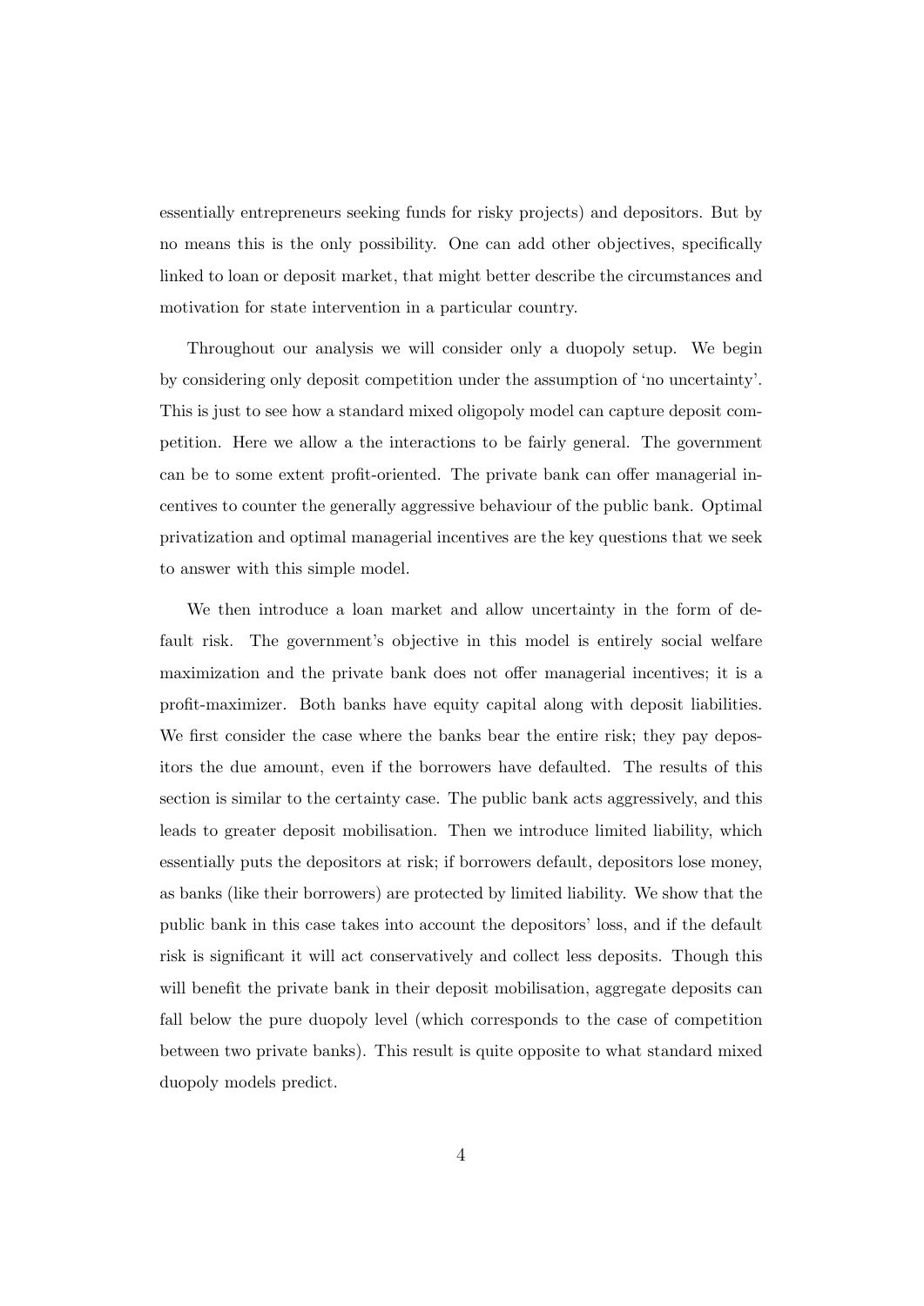essentially entrepreneurs seeking funds for risky projects) and depositors. But by no means this is the only possibility. One can add other objectives, specifically linked to loan or deposit market, that might better describe the circumstances and motivation for state intervention in a particular country.

Throughout our analysis we will consider only a duopoly setup. We begin by considering only deposit competition under the assumption of 'no uncertainty'. This is just to see how a standard mixed oligopoly model can capture deposit competition. Here we allow a the interactions to be fairly general. The government can be to some extent profit-oriented. The private bank can offer managerial incentives to counter the generally aggressive behaviour of the public bank. Optimal privatization and optimal managerial incentives are the key questions that we seek to answer with this simple model.

We then introduce a loan market and allow uncertainty in the form of default risk. The government's objective in this model is entirely social welfare maximization and the private bank does not offer managerial incentives; it is a profit-maximizer. Both banks have equity capital along with deposit liabilities. We first consider the case where the banks bear the entire risk; they pay depositors the due amount, even if the borrowers have defaulted. The results of this section is similar to the certainty case. The public bank acts aggressively, and this leads to greater deposit mobilisation. Then we introduce limited liability, which essentially puts the depositors at risk; if borrowers default, depositors lose money, as banks (like their borrowers) are protected by limited liability. We show that the public bank in this case takes into account the depositors' loss, and if the default risk is significant it will act conservatively and collect less deposits. Though this will benefit the private bank in their deposit mobilisation, aggregate deposits can fall below the pure duopoly level (which corresponds to the case of competition between two private banks). This result is quite opposite to what standard mixed duopoly models predict.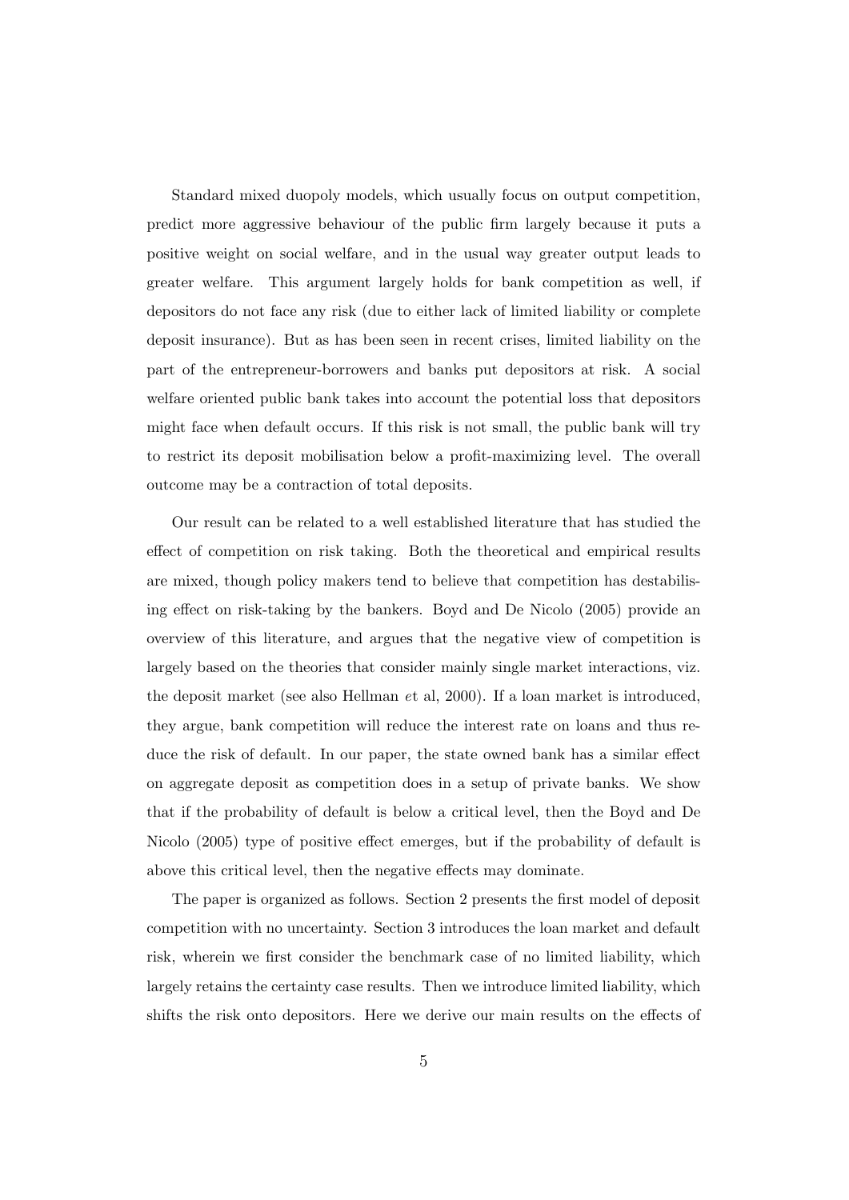Standard mixed duopoly models, which usually focus on output competition, predict more aggressive behaviour of the public firm largely because it puts a positive weight on social welfare, and in the usual way greater output leads to greater welfare. This argument largely holds for bank competition as well, if depositors do not face any risk (due to either lack of limited liability or complete deposit insurance). But as has been seen in recent crises, limited liability on the part of the entrepreneur-borrowers and banks put depositors at risk. A social welfare oriented public bank takes into account the potential loss that depositors might face when default occurs. If this risk is not small, the public bank will try to restrict its deposit mobilisation below a profit-maximizing level. The overall outcome may be a contraction of total deposits.

Our result can be related to a well established literature that has studied the effect of competition on risk taking. Both the theoretical and empirical results are mixed, though policy makers tend to believe that competition has destabilising effect on risk-taking by the bankers. Boyd and De Nicolo (2005) provide an overview of this literature, and argues that the negative view of competition is largely based on the theories that consider mainly single market interactions, viz. the deposit market (see also Hellman *et* al, 2000). If a loan market is introduced, they argue, bank competition will reduce the interest rate on loans and thus reduce the risk of default. In our paper, the state owned bank has a similar effect on aggregate deposit as competition does in a setup of private banks. We show that if the probability of default is below a critical level, then the Boyd and De Nicolo (2005) type of positive effect emerges, but if the probability of default is above this critical level, then the negative effects may dominate.

The paper is organized as follows. Section 2 presents the first model of deposit competition with no uncertainty. Section 3 introduces the loan market and default risk, wherein we first consider the benchmark case of no limited liability, which largely retains the certainty case results. Then we introduce limited liability, which shifts the risk onto depositors. Here we derive our main results on the effects of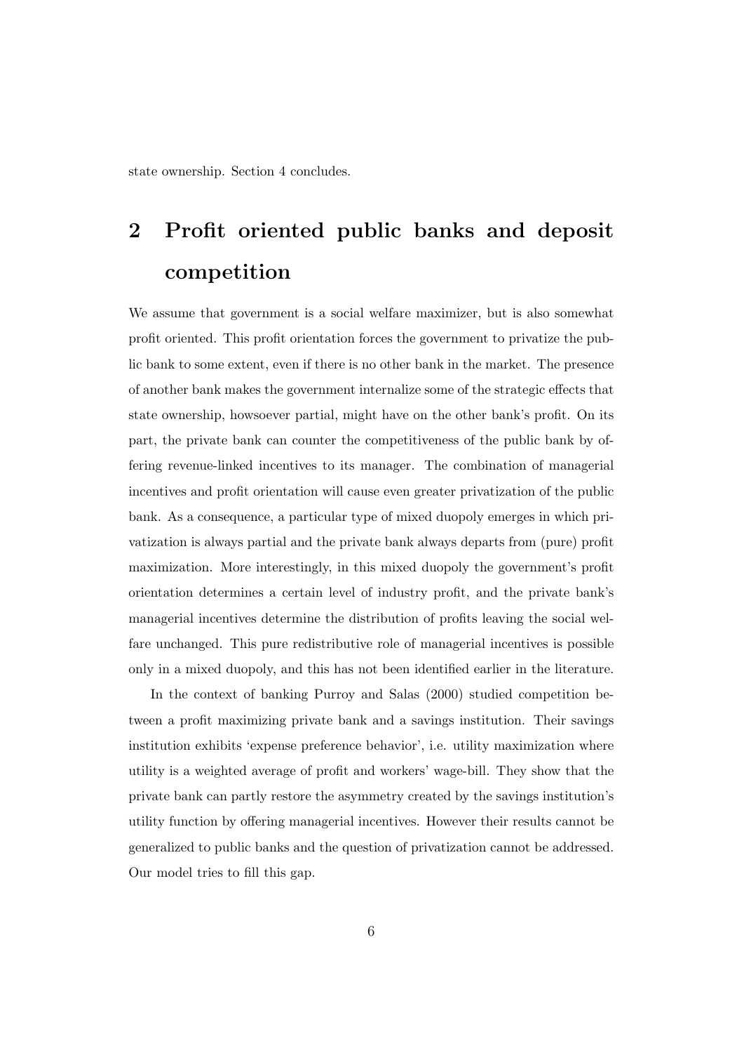state ownership. Section 4 concludes.

## 2 Profit oriented public banks and deposit competition

We assume that government is a social welfare maximizer, but is also somewhat profit oriented. This profit orientation forces the government to privatize the public bank to some extent, even if there is no other bank in the market. The presence of another bank makes the government internalize some of the strategic effects that state ownership, howsoever partial, might have on the other bank's profit. On its part, the private bank can counter the competitiveness of the public bank by offering revenue-linked incentives to its manager. The combination of managerial incentives and profit orientation will cause even greater privatization of the public bank. As a consequence, a particular type of mixed duopoly emerges in which privatization is always partial and the private bank always departs from (pure) profit maximization. More interestingly, in this mixed duopoly the government's profit orientation determines a certain level of industry profit, and the private bank's managerial incentives determine the distribution of profits leaving the social welfare unchanged. This pure redistributive role of managerial incentives is possible only in a mixed duopoly, and this has not been identified earlier in the literature.

In the context of banking Purroy and Salas (2000) studied competition between a profit maximizing private bank and a savings institution. Their savings institution exhibits 'expense preference behavior', i.e. utility maximization where utility is a weighted average of profit and workers' wage-bill. They show that the private bank can partly restore the asymmetry created by the savings institution's utility function by offering managerial incentives. However their results cannot be generalized to public banks and the question of privatization cannot be addressed. Our model tries to fill this gap.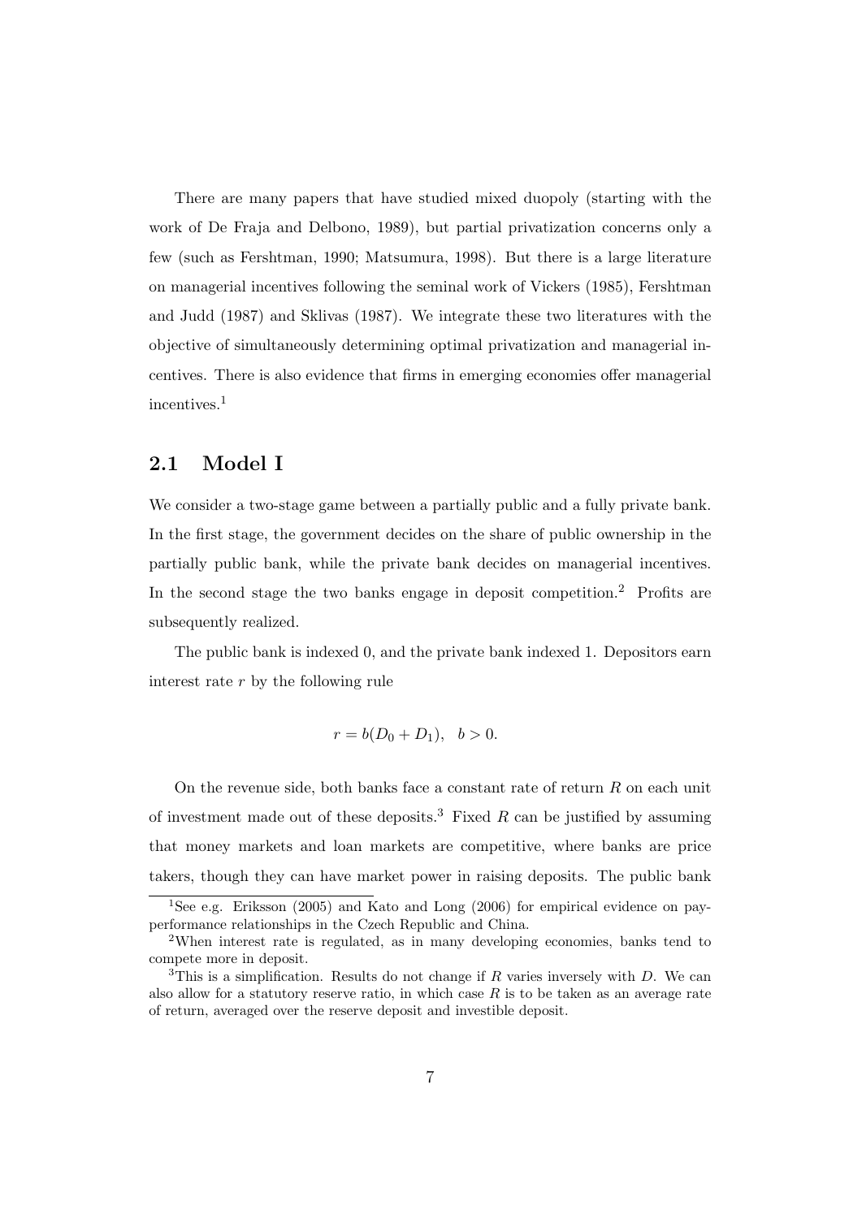There are many papers that have studied mixed duopoly (starting with the work of De Fraja and Delbono, 1989), but partial privatization concerns only a few (such as Fershtman, 1990; Matsumura, 1998). But there is a large literature on managerial incentives following the seminal work of Vickers (1985), Fershtman and Judd (1987) and Sklivas (1987). We integrate these two literatures with the objective of simultaneously determining optimal privatization and managerial incentives. There is also evidence that firms in emerging economies offer managerial incentives.[1]

## 2.1 Model I

We consider a two-stage game between a partially public and a fully private bank. In the first stage, the government decides on the share of public ownership in the partially public bank, while the private bank decides on managerial incentives. In the second stage the two banks engage in deposit competition.[2] Profits are subsequently realized.

The public bank is indexed 0, and the private bank indexed 1. Depositors earn interest rate $r$ by the following rule

$$r = b(D_0 + D_1), \quad b > 0.$$

On the revenue side, both banks face a constant rate of return $R$ on each unit of investment made out of these deposits.[3] Fixed $R$ can be justified by assuming that money markets and loan markets are competitive, where banks are price takers, though they can have market power in raising deposits. The public bank

---

[1] See e.g. Eriksson (2005) and Kato and Long (2006) for empirical evidence on pay-performance relationships in the Czech Republic and China.

[2] When interest rate is regulated, as in many developing economies, banks tend to compete more in deposit.

[3] This is a simplification. Results do not change if $R$ varies inversely with $D$. We can also allow for a statutory reserve ratio, in which case $R$ is to be taken as an average rate of return, averaged over the reserve deposit and investible deposit.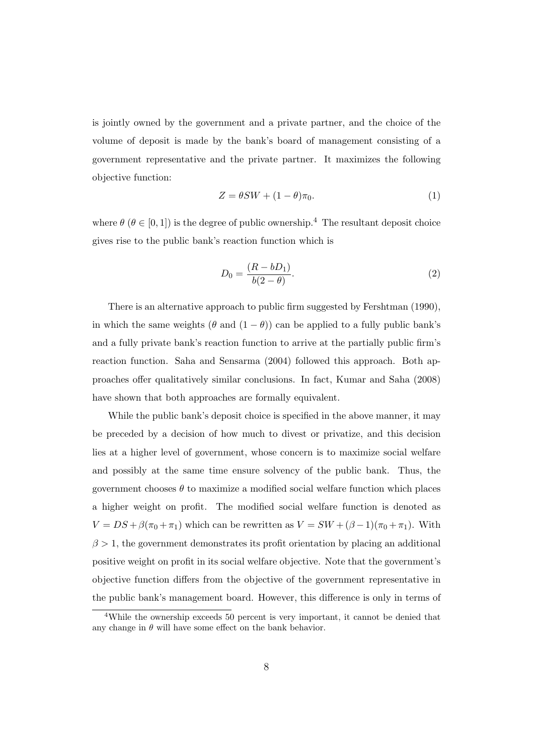is jointly owned by the government and a private partner, and the choice of the volume of deposit is made by the bank's board of management consisting of a government representative and the private partner. It maximizes the following objective function:

$$Z = \theta SW + (1 - \theta)\pi_0. \tag{1}$$

where $\theta$ ($\theta \in [0, 1]$) is the degree of public ownership.[4] The resultant deposit choice gives rise to the public bank's reaction function which is

$$D_0 = \frac{(R - bD_1)}{b(2 - \theta)}. \tag{2}$$

There is an alternative approach to public firm suggested by Fershtman (1990), in which the same weights ($\theta$ and $(1 - \theta)$) can be applied to a fully public bank's and a fully private bank's reaction function to arrive at the partially public firm's reaction function. Saha and Sensarma (2004) followed this approach. Both approaches offer qualitatively similar conclusions. In fact, Kumar and Saha (2008) have shown that both approaches are formally equivalent.

While the public bank's deposit choice is specified in the above manner, it may be preceded by a decision of how much to divest or privatize, and this decision lies at a higher level of government, whose concern is to maximize social welfare and possibly at the same time ensure solvency of the public bank. Thus, the government chooses $\theta$ to maximize a modified social welfare function which places a higher weight on profit. The modified social welfare function is denoted as $V = DS + \beta(\pi_0 + \pi_1)$ which can be rewritten as $V = SW + (\beta - 1)(\pi_0 + \pi_1)$. With $\beta > 1$, the government demonstrates its profit orientation by placing an additional positive weight on profit in its social welfare objective. Note that the government's objective function differs from the objective of the government representative in the public bank's management board. However, this difference is only in terms of

[4] While the ownership exceeds 50 percent is very important, it cannot be denied that any change in $\theta$ will have some effect on the bank behavior.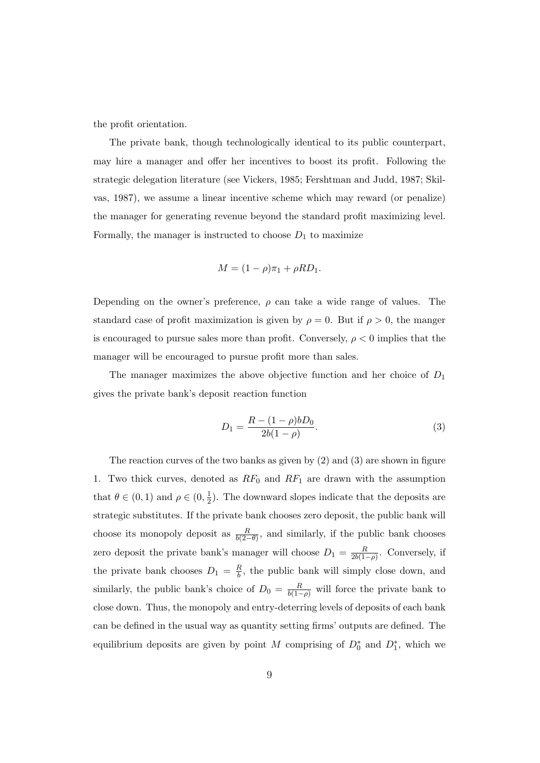the profit orientation.

The private bank, though technologically identical to its public counterpart, may hire a manager and offer her incentives to boost its profit. Following the strategic delegation literature (see Vickers, 1985; Fershtman and Judd, 1987; Sklivas, 1987), we assume a linear incentive scheme which may reward (or penalize) the manager for generating revenue beyond the standard profit maximizing level. Formally, the manager is instructed to choose $D_1$ to maximize

$$M = (1 - \rho)\pi_1 + \rho R D_1.$$

Depending on the owner's preference, $\rho$ can take a wide range of values. The standard case of profit maximization is given by $\rho = 0$. But if $\rho > 0$, the manger is encouraged to pursue sales more than profit. Conversely, $\rho < 0$ implies that the manager will be encouraged to pursue profit more than sales.

The manager maximizes the above objective function and her choice of $D_1$ gives the private bank's deposit reaction function

$$D_1 = \frac{R - (1 - \rho)bD_0}{2b(1 - \rho)}. \tag{3}$$

The reaction curves of the two banks as given by (2) and (3) are shown in figure 1. Two thick curves, denoted as $RF_0$ and $RF_1$ are drawn with the assumption that $\theta \in (0, 1)$ and $\rho \in (0, \frac{1}{2})$. The downward slopes indicate that the deposits are strategic substitutes. If the private bank chooses zero deposit, the public bank will choose its monopoly deposit as $\frac{R}{b(2-\theta)}$, and similarly, if the public bank chooses zero deposit the private bank's manager will choose $D_1 = \frac{R}{2b(1-\rho)}$. Conversely, if the private bank chooses $D_1 = \frac{R}{b}$, the public bank will simply close down, and similarly, the public bank's choice of $D_0 = \frac{R}{b(1-\rho)}$ will force the private bank to close down. Thus, the monopoly and entry-deterring levels of deposits of each bank can be defined in the usual way as quantity setting firms' outputs are defined. The equilibrium deposits are given by point $M$ comprising of $D_0^*$ and $D_1^*$, which we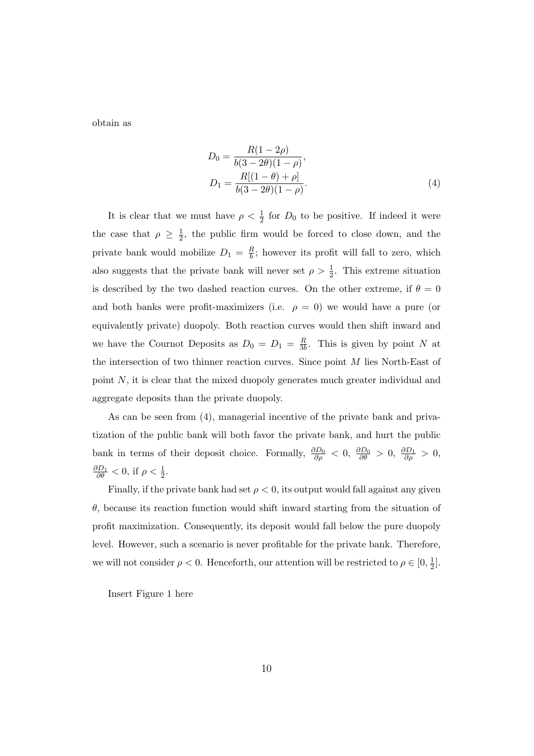obtain as

$$
\begin{aligned}
D_0 &= \frac{R(1-2\rho)}{b(3-2\theta)(1-\rho)}, \\
D_1 &= \frac{R[(1-\theta)+\rho]}{b(3-2\theta)(1-\rho)}.
\end{aligned}
\tag{4}
$$

It is clear that we must have $\rho < \frac{1}{2}$ for $D_0$ to be positive. If indeed it were the case that $\rho \geq \frac{1}{2}$, the public firm would be forced to close down, and the private bank would mobilize $D_1 = \frac{R}{b}$; however its profit will fall to zero, which also suggests that the private bank will never set $\rho > \frac{1}{2}$. This extreme situation is described by the two dashed reaction curves. On the other extreme, if $\theta = 0$ and both banks were profit-maximizers (i.e. $\rho = 0$) we would have a pure (or equivalently private) duopoly. Both reaction curves would then shift inward and we have the Cournot Deposits as $D_0 = D_1 = \frac{R}{3b}$. This is given by point $N$ at the intersection of two thinner reaction curves. Since point $M$ lies North-East of point $N$, it is clear that the mixed duopoly generates much greater individual and aggregate deposits than the private duopoly.

As can be seen from (4), managerial incentive of the private bank and privatization of the public bank will both favor the private bank, and hurt the public bank in terms of their deposit choice. Formally, $\frac{\partial D_0}{\partial \rho} < 0$, $\frac{\partial D_0}{\partial \theta} > 0$, $\frac{\partial D_1}{\partial \rho} > 0$, $\frac{\partial D_1}{\partial \theta} < 0$, if $\rho < \frac{1}{2}$.

Finally, if the private bank had set $\rho < 0$, its output would fall against any given $\theta$, because its reaction function would shift inward starting from the situation of profit maximization. Consequently, its deposit would fall below the pure duopoly level. However, such a scenario is never profitable for the private bank. Therefore, we will not consider $\rho < 0$. Henceforth, our attention will be restricted to $\rho \in [0, \frac{1}{2}]$.

Insert Figure 1 here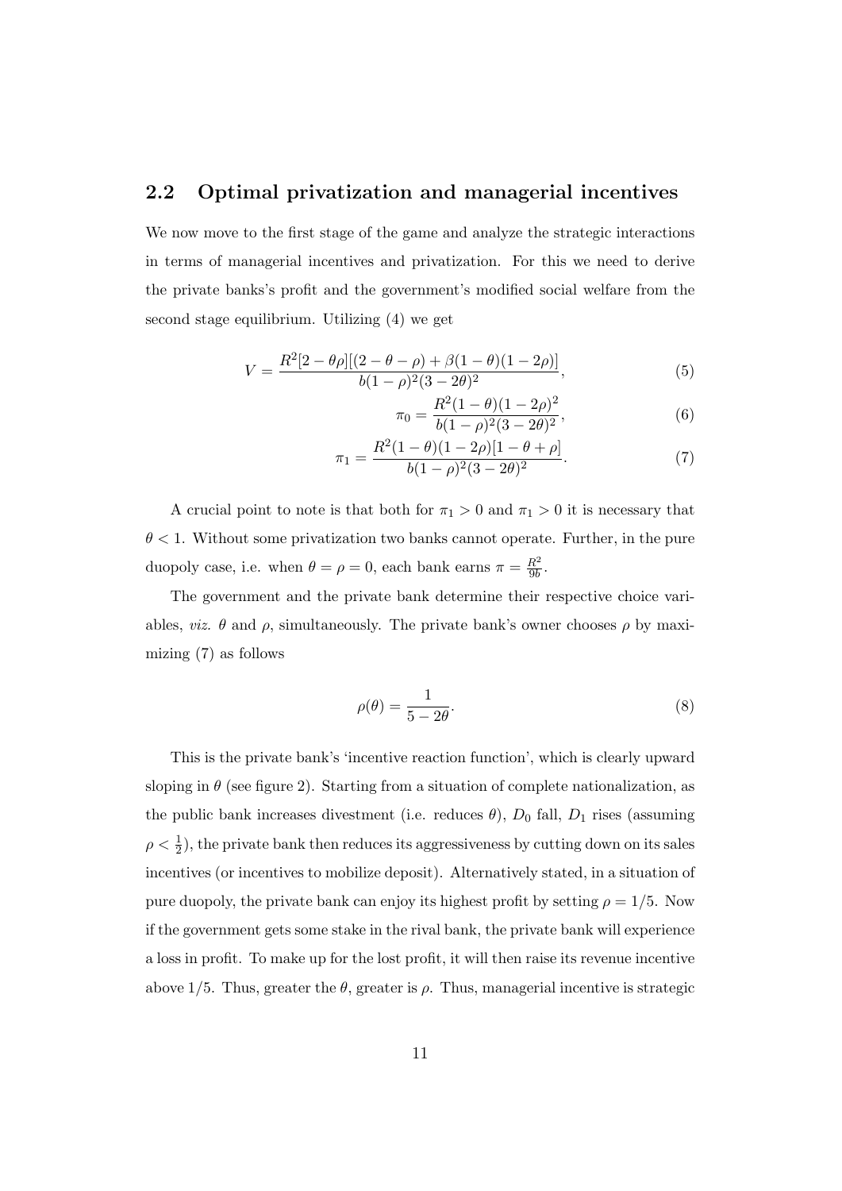## 2.2 Optimal privatization and managerial incentives

We now move to the first stage of the game and analyze the strategic interactions in terms of managerial incentives and privatization. For this we need to derive the private banks's profit and the government's modified social welfare from the second stage equilibrium. Utilizing (4) we get

$$V = \frac{R^2[2 - \theta\rho][(2 - \theta - \rho) + \beta(1 - \theta)(1 - 2\rho)]}{b(1 - \rho)^2(3 - 2\theta)^2}, \tag{5}$$

$$\pi_0 = \frac{R^2(1 - \theta)(1 - 2\rho)^2}{b(1 - \rho)^2(3 - 2\theta)^2}, \tag{6}$$

$$\pi_1 = \frac{R^2(1 - \theta)(1 - 2\rho)[1 - \theta + \rho]}{b(1 - \rho)^2(3 - 2\theta)^2}. \tag{7}$$

A crucial point to note is that both for $\pi_1 > 0$ and $\pi_1 > 0$ it is necessary that $\theta < 1$. Without some privatization two banks cannot operate. Further, in the pure duopoly case, i.e. when $\theta = \rho = 0$, each bank earns $\pi = \frac{R^2}{9b}$.

The government and the private bank determine their respective choice variables, *viz.* $\theta$ and $\rho$, simultaneously. The private bank's owner chooses $\rho$ by maximizing (7) as follows

$$\rho(\theta) = \frac{1}{5 - 2\theta}. \tag{8}$$

This is the private bank's 'incentive reaction function', which is clearly upward sloping in $\theta$ (see figure 2). Starting from a situation of complete nationalization, as the public bank increases divestment (i.e. reduces $\theta$), $D_0$ fall, $D_1$ rises (assuming $\rho < \frac{1}{2}$), the private bank then reduces its aggressiveness by cutting down on its sales incentives (or incentives to mobilize deposit). Alternatively stated, in a situation of pure duopoly, the private bank can enjoy its highest profit by setting $\rho = 1/5$. Now if the government gets some stake in the rival bank, the private bank will experience a loss in profit. To make up for the lost profit, it will then raise its revenue incentive above 1/5. Thus, greater the $\theta$, greater is $\rho$. Thus, managerial incentive is strategic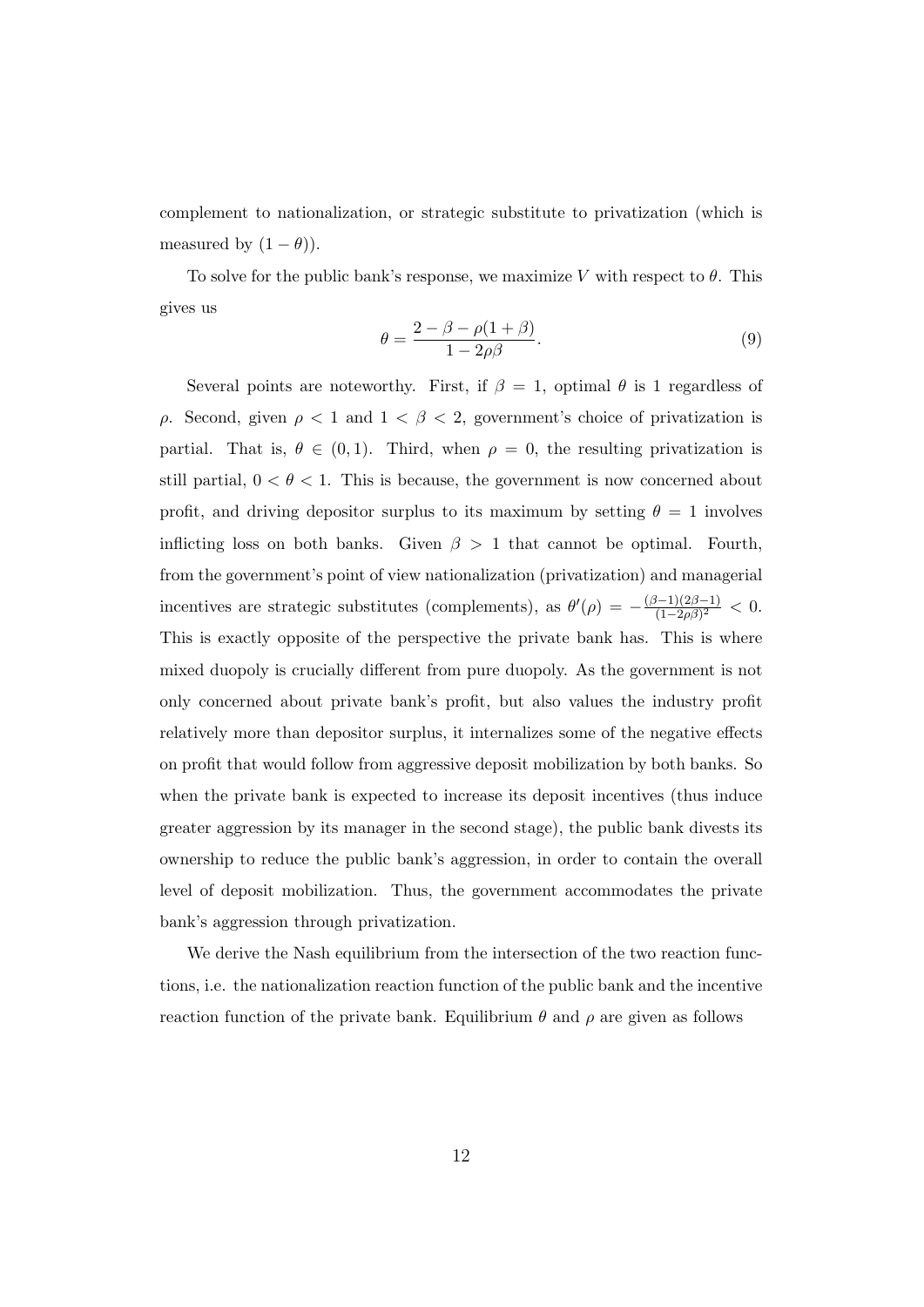complement to nationalization, or strategic substitute to privatization (which is measured by $(1-\theta)$).

To solve for the public bank's response, we maximize $V$ with respect to $\theta$. This gives us

$$\theta = \frac{2-\beta-\rho(1+\beta)}{1-2\rho\beta}. \tag{9}$$

Several points are noteworthy. First, if $\beta = 1$, optimal $\theta$ is 1 regardless of $\rho$. Second, given $\rho < 1$ and $1 < \beta < 2$, government's choice of privatization is partial. That is, $\theta \in (0, 1)$. Third, when $\rho = 0$, the resulting privatization is still partial, $0 < \theta < 1$. This is because, the government is now concerned about profit, and driving depositor surplus to its maximum by setting $\theta = 1$ involves inflicting loss on both banks. Given $\beta > 1$ that cannot be optimal. Fourth, from the government's point of view nationalization (privatization) and managerial incentives are strategic substitutes (complements), as $\theta'(\rho) = -\frac{(\beta-1)(2\beta-1)}{(1-2\rho\beta)^2} < 0$. This is exactly opposite of the perspective the private bank has. This is where mixed duopoly is crucially different from pure duopoly. As the government is not only concerned about private bank's profit, but also values the industry profit relatively more than depositor surplus, it internalizes some of the negative effects on profit that would follow from aggressive deposit mobilization by both banks. So when the private bank is expected to increase its deposit incentives (thus induce greater aggression by its manager in the second stage), the public bank divests its ownership to reduce the public bank's aggression, in order to contain the overall level of deposit mobilization. Thus, the government accommodates the private bank's aggression through privatization.

We derive the Nash equilibrium from the intersection of the two reaction functions, i.e. the nationalization reaction function of the public bank and the incentive reaction function of the private bank. Equilibrium $\theta$ and $\rho$ are given as follows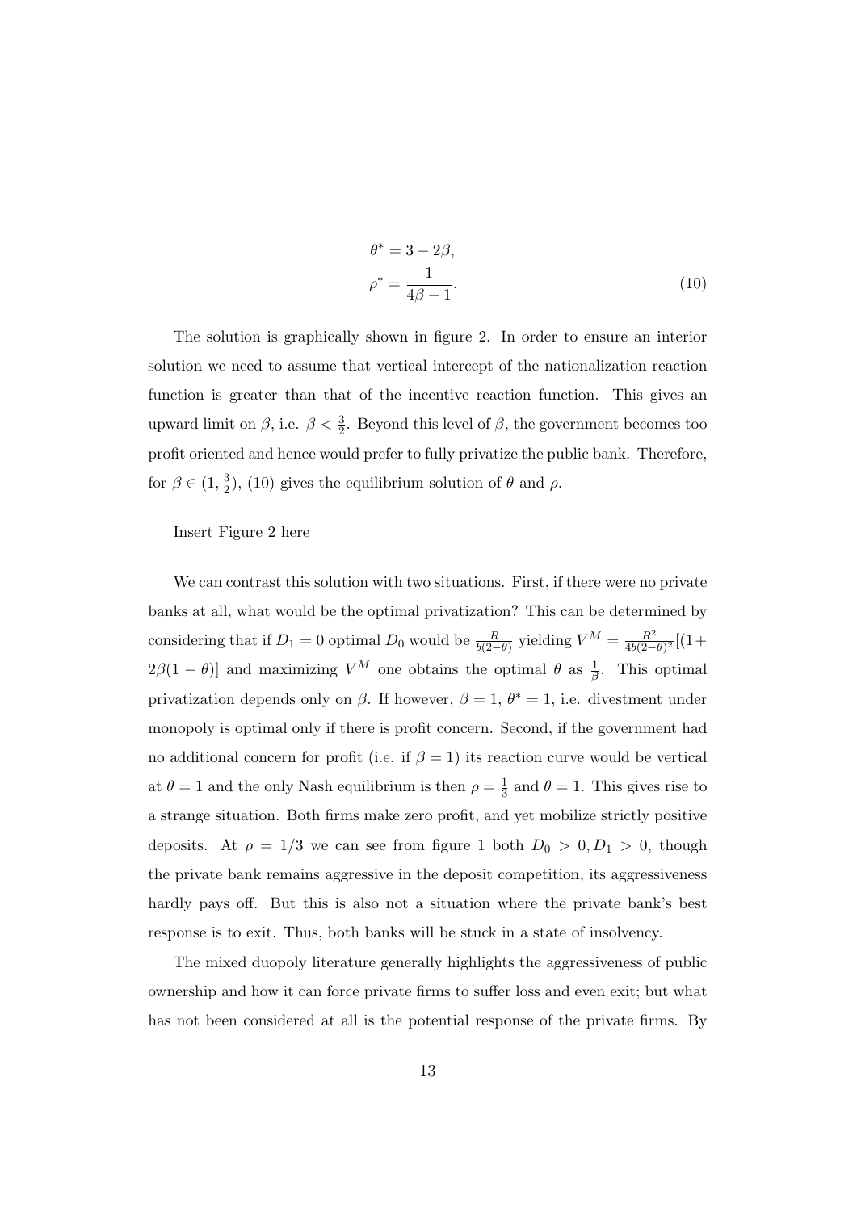$$
\begin{aligned}
\theta^* &= 3 - 2\beta, \\
\rho^* &= \frac{1}{4\beta - 1}.
\end{aligned}
\tag{10}
$$

The solution is graphically shown in figure 2. In order to ensure an interior solution we need to assume that vertical intercept of the nationalization reaction function is greater than that of the incentive reaction function. This gives an upward limit on $\beta$, i.e. $\beta < \frac{3}{2}$. Beyond this level of $\beta$, the government becomes too profit oriented and hence would prefer to fully privatize the public bank. Therefore, for $\beta \in (1, \frac{3}{2})$, (10) gives the equilibrium solution of $\theta$ and $\rho$.

Insert Figure 2 here

We can contrast this solution with two situations. First, if there were no private banks at all, what would be the optimal privatization? This can be determined by considering that if $D_1 = 0$ optimal $D_0$ would be $\frac{R}{b(2-\theta)}$ yielding $V^M = \frac{R^2}{4b(2-\theta)^2}[(1 + 2\beta(1-\theta)]$ and maximizing $V^M$ one obtains the optimal $\theta$ as $\frac{1}{\beta}$. This optimal privatization depends only on $\beta$. If however, $\beta = 1$, $\theta^* = 1$, i.e. divestment under monopoly is optimal only if there is profit concern. Second, if the government had no additional concern for profit (i.e. if $\beta = 1$) its reaction curve would be vertical at $\theta = 1$ and the only Nash equilibrium is then $\rho = \frac{1}{3}$ and $\theta = 1$. This gives rise to a strange situation. Both firms make zero profit, and yet mobilize strictly positive deposits. At $\rho = 1/3$ we can see from figure 1 both $D_0 > 0, D_1 > 0$, though the private bank remains aggressive in the deposit competition, its aggressiveness hardly pays off. But this is also not a situation where the private bank's best response is to exit. Thus, both banks will be stuck in a state of insolvency.

The mixed duopoly literature generally highlights the aggressiveness of public ownership and how it can force private firms to suffer loss and even exit; but what has not been considered at all is the potential response of the private firms. By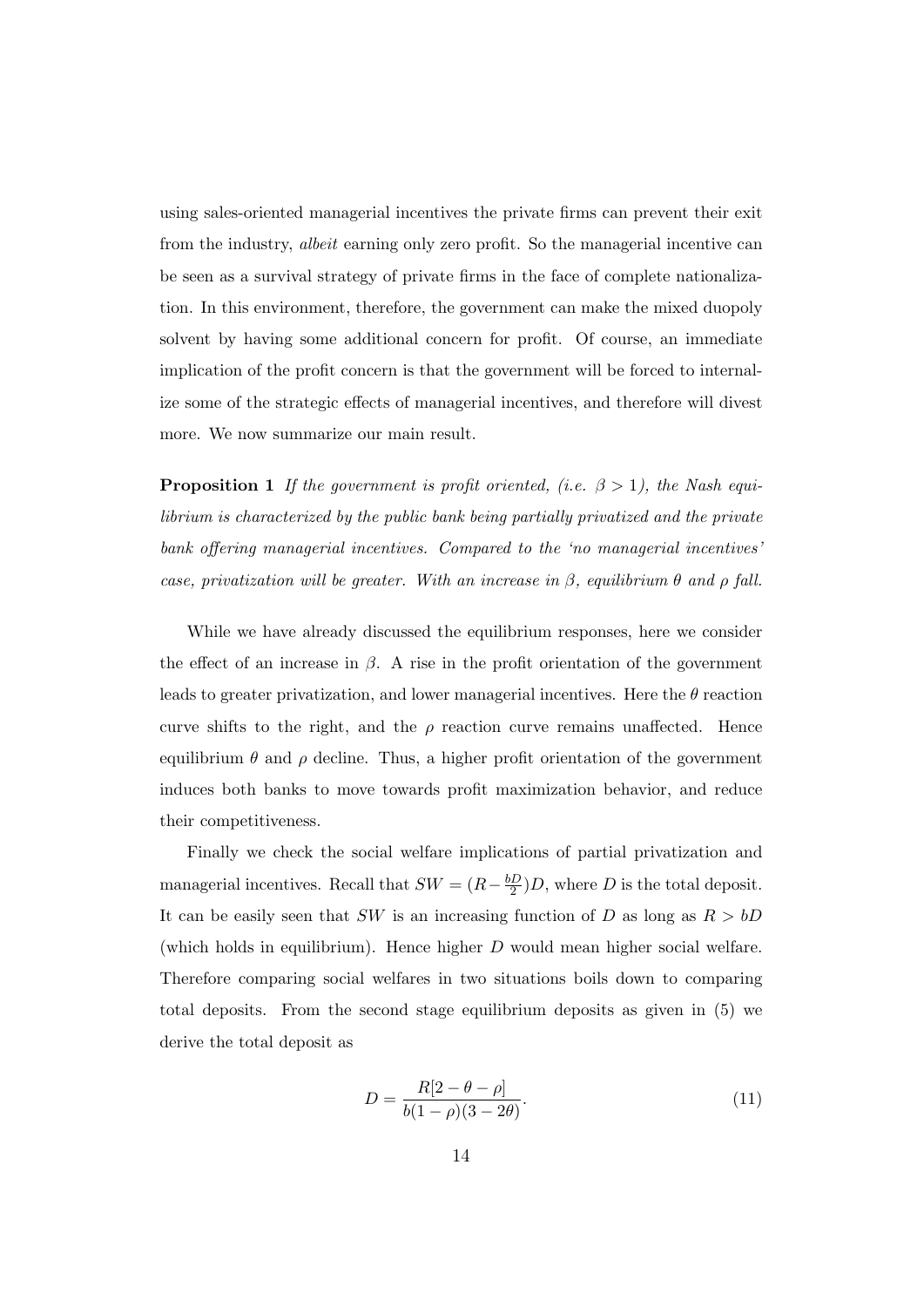using sales-oriented managerial incentives the private firms can prevent their exit from the industry, *albeit* earning only zero profit. So the managerial incentive can be seen as a survival strategy of private firms in the face of complete nationalization. In this environment, therefore, the government can make the mixed duopoly solvent by having some additional concern for profit. Of course, an immediate implication of the profit concern is that the government will be forced to internalize some of the strategic effects of managerial incentives, and therefore will divest more. We now summarize our main result.

**Proposition 1** *If the government is profit oriented, (i.e. $\beta > 1$), the Nash equilibrium is characterized by the public bank being partially privatized and the private bank offering managerial incentives. Compared to the 'no managerial incentives' case, privatization will be greater. With an increase in $\beta$, equilibrium $\theta$ and $\rho$ fall.*

While we have already discussed the equilibrium responses, here we consider the effect of an increase in $\beta$. A rise in the profit orientation of the government leads to greater privatization, and lower managerial incentives. Here the $\theta$ reaction curve shifts to the right, and the $\rho$ reaction curve remains unaffected. Hence equilibrium $\theta$ and $\rho$ decline. Thus, a higher profit orientation of the government induces both banks to move towards profit maximization behavior, and reduce their competitiveness.

Finally we check the social welfare implications of partial privatization and managerial incentives. Recall that $SW = (R - \frac{bD}{2})D$, where $D$ is the total deposit. It can be easily seen that $SW$ is an increasing function of $D$ as long as $R > bD$ (which holds in equilibrium). Hence higher $D$ would mean higher social welfare. Therefore comparing social welfares in two situations boils down to comparing total deposits. From the second stage equilibrium deposits as given in (5) we derive the total deposit as

$$D = \frac{R[2 - \theta - \rho]}{b(1 - \rho)(3 - 2\theta)}. \tag{11}$$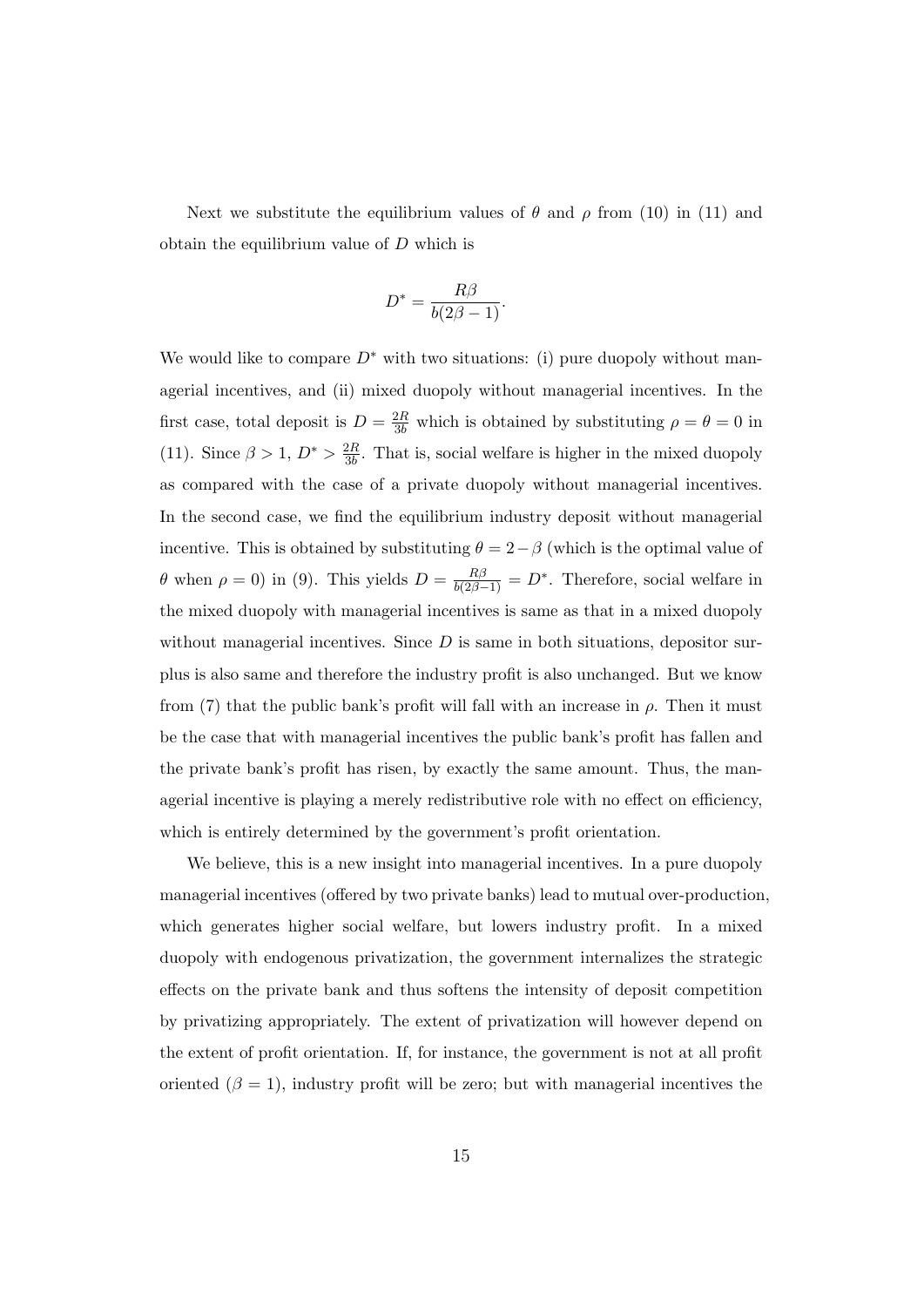Next we substitute the equilibrium values of $\theta$ and $\rho$ from (10) in (11) and obtain the equilibrium value of $D$ which is

$$D^* = \frac{R\beta}{b(2\beta - 1)}.$$

We would like to compare $D^*$ with two situations: (i) pure duopoly without managerial incentives, and (ii) mixed duopoly without managerial incentives. In the first case, total deposit is $D = \frac{2R}{3b}$ which is obtained by substituting $\rho = \theta = 0$ in (11). Since $\beta > 1$, $D^* > \frac{2R}{3b}$. That is, social welfare is higher in the mixed duopoly as compared with the case of a private duopoly without managerial incentives. In the second case, we find the equilibrium industry deposit without managerial incentive. This is obtained by substituting $\theta = 2 - \beta$ (which is the optimal value of $\theta$ when $\rho = 0$) in (9). This yields $D = \frac{R\beta}{b(2\beta-1)} = D^*$. Therefore, social welfare in the mixed duopoly with managerial incentives is same as that in a mixed duopoly without managerial incentives. Since $D$ is same in both situations, depositor surplus is also same and therefore the industry profit is also unchanged. But we know from (7) that the public bank's profit will fall with an increase in $\rho$. Then it must be the case that with managerial incentives the public bank's profit has fallen and the private bank's profit has risen, by exactly the same amount. Thus, the managerial incentive is playing a merely redistributive role with no effect on efficiency, which is entirely determined by the government's profit orientation.

We believe, this is a new insight into managerial incentives. In a pure duopoly managerial incentives (offered by two private banks) lead to mutual over-production, which generates higher social welfare, but lowers industry profit. In a mixed duopoly with endogenous privatization, the government internalizes the strategic effects on the private bank and thus softens the intensity of deposit competition by privatizing appropriately. The extent of privatization will however depend on the extent of profit orientation. If, for instance, the government is not at all profit oriented ($\beta = 1$), industry profit will be zero; but with managerial incentives the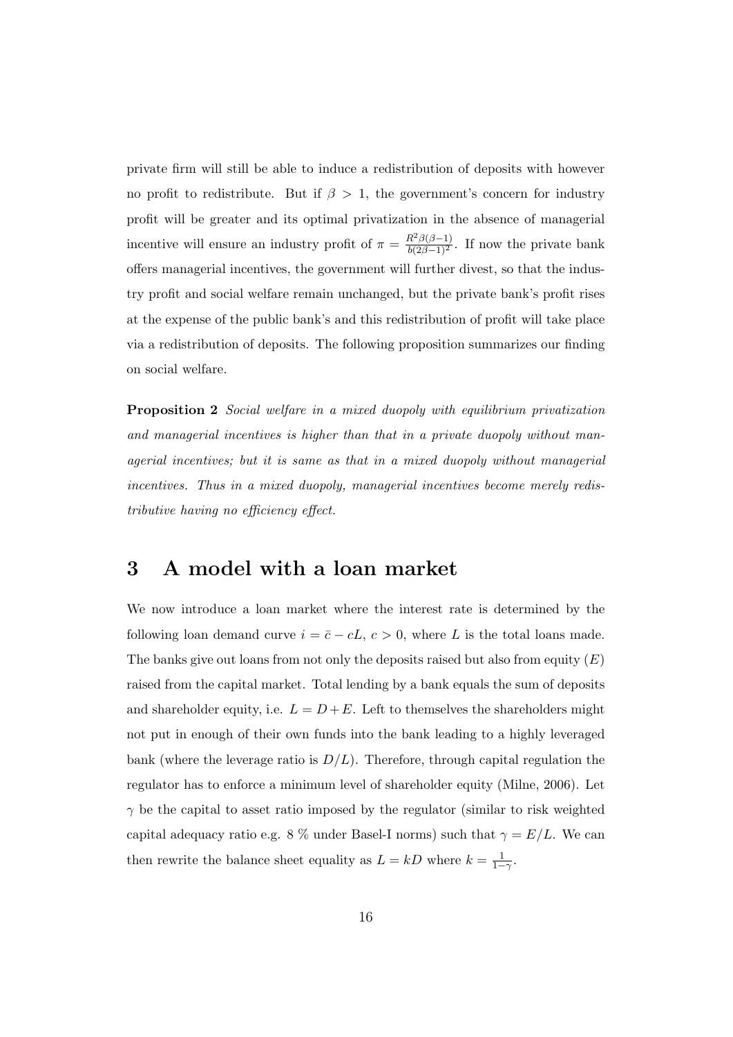private firm will still be able to induce a redistribution of deposits with however no profit to redistribute. But if $\beta > 1$, the government's concern for industry profit will be greater and its optimal privatization in the absence of managerial incentive will ensure an industry profit of $\pi = \frac{R^2\beta(\beta-1)}{b(2\beta-1)^2}$. If now the private bank offers managerial incentives, the government will further divest, so that the industry profit and social welfare remain unchanged, but the private bank's profit rises at the expense of the public bank's and this redistribution of profit will take place via a redistribution of deposits. The following proposition summarizes our finding on social welfare.

**Proposition 2** *Social welfare in a mixed duopoly with equilibrium privatization and managerial incentives is higher than that in a private duopoly without managerial incentives; but it is same as that in a mixed duopoly without managerial incentives. Thus in a mixed duopoly, managerial incentives become merely redistributive having no efficiency effect.*

# 3 A model with a loan market

We now introduce a loan market where the interest rate is determined by the following loan demand curve $i = \bar{c} - cL$, $c > 0$, where $L$ is the total loans made. The banks give out loans from not only the deposits raised but also from equity ($E$) raised from the capital market. Total lending by a bank equals the sum of deposits and shareholder equity, i.e. $L = D + E$. Left to themselves the shareholders might not put in enough of their own funds into the bank leading to a highly leveraged bank (where the leverage ratio is $D/L$). Therefore, through capital regulation the regulator has to enforce a minimum level of shareholder equity (Milne, 2006). Let $\gamma$ be the capital to asset ratio imposed by the regulator (similar to risk weighted capital adequacy ratio e.g. 8 % under Basel-I norms) such that $\gamma = E/L$. We can then rewrite the balance sheet equality as $L = kD$ where $k = \frac{1}{1-\gamma}$.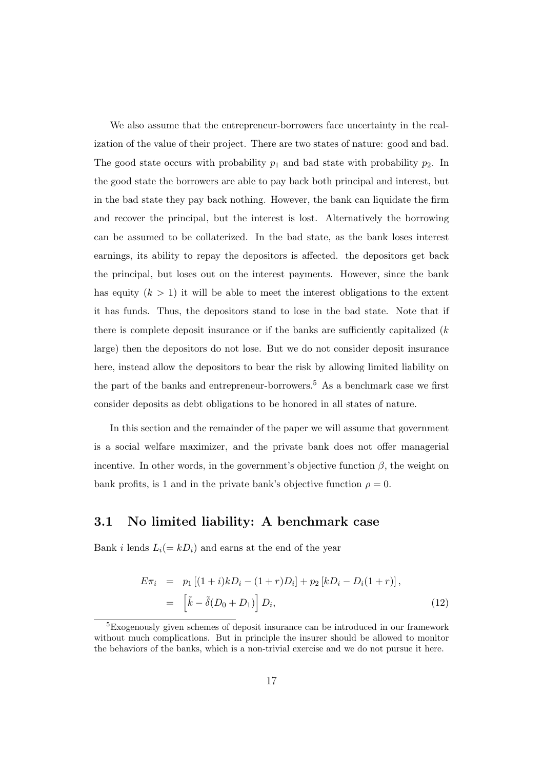We also assume that the entrepreneur-borrowers face uncertainty in the realization of the value of their project. There are two states of nature: good and bad. The good state occurs with probability $p_1$ and bad state with probability $p_2$. In the good state the borrowers are able to pay back both principal and interest, but in the bad state they pay back nothing. However, the bank can liquidate the firm and recover the principal, but the interest is lost. Alternatively the borrowing can be assumed to be collaterized. In the bad state, as the bank loses interest earnings, its ability to repay the depositors is affected. the depositors get back the principal, but loses out on the interest payments. However, since the bank has equity ($k > 1$) it will be able to meet the interest obligations to the extent it has funds. Thus, the depositors stand to lose in the bad state. Note that if there is complete deposit insurance or if the banks are sufficiently capitalized ($k$ large) then the depositors do not lose. But we do not consider deposit insurance here, instead allow the depositors to bear the risk by allowing limited liability on the part of the banks and entrepreneur-borrowers.[5] As a benchmark case we first consider deposits as debt obligations to be honored in all states of nature.

In this section and the remainder of the paper we will assume that government is a social welfare maximizer, and the private bank does not offer managerial incentive. In other words, in the government's objective function $\beta$, the weight on bank profits, is 1 and in the private bank's objective function $\rho = 0$.

## 3.1 No limited liability: A benchmark case

Bank $i$ lends $L_i (= kD_i)$ and earns at the end of the year

$$
\begin{aligned}
E\pi_i &= p_1 \left[(1+i)kD_i - (1+r)D_i\right] + p_2 \left[kD_i - D_i(1+r)\right], \\
&= \left[\tilde{k} - \tilde{\delta}(D_0 + D_1)\right] D_i, \qquad (12)
\end{aligned}
$$

[5] Exogenously given schemes of deposit insurance can be introduced in our framework without much complications. But in principle the insurer should be allowed to monitor the behaviors of the banks, which is a non-trivial exercise and we do not pursue it here.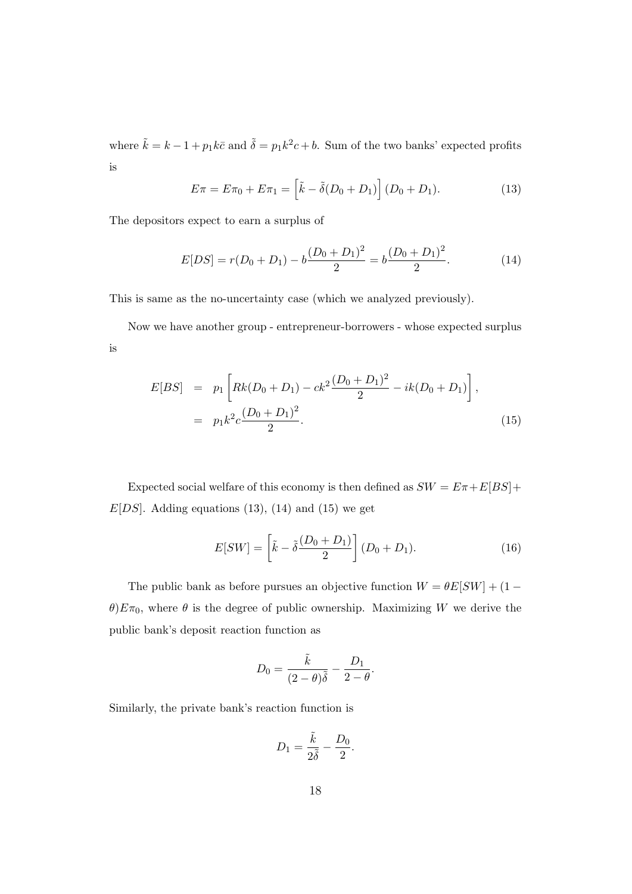where $\tilde{k} = k - 1 + p_1 k\bar{c}$ and $\tilde{\delta} = p_1 k^2 c + b$. Sum of the two banks' expected profits is

$$E\pi = E\pi_0 + E\pi_1 = \left[\tilde{k} - \tilde{\delta}(D_0 + D_1)\right](D_0 + D_1). \tag{13}$$

The depositors expect to earn a surplus of

$$E[DS] = r(D_0 + D_1) - b\frac{(D_0 + D_1)^2}{2} = b\frac{(D_0 + D_1)^2}{2}. \tag{14}$$

This is same as the no-uncertainty case (which we analyzed previously).

Now we have another group - entrepreneur-borrowers - whose expected surplus is

$$\begin{aligned} E[BS] &= p_1\left[Rk(D_0 + D_1) - ck^2\frac{(D_0 + D_1)^2}{2} - ik(D_0 + D_1)\right], \\ &= p_1 k^2 c\frac{(D_0 + D_1)^2}{2}. \end{aligned} \tag{15}$$

Expected social welfare of this economy is then defined as $SW = E\pi + E[BS] + E[DS]$. Adding equations (13), (14) and (15) we get

$$E[SW] = \left[\tilde{k} - \tilde{\delta}\frac{(D_0 + D_1)}{2}\right](D_0 + D_1). \tag{16}$$

The public bank as before pursues an objective function $W = \theta E[SW] + (1 - \theta)E\pi_0$, where $\theta$ is the degree of public ownership. Maximizing $W$ we derive the public bank's deposit reaction function as

$$D_0 = \frac{\tilde{k}}{(2-\theta)\tilde{\delta}} - \frac{D_1}{2-\theta}.$$

Similarly, the private bank's reaction function is

$$D_1 = \frac{\tilde{k}}{2\tilde{\delta}} - \frac{D_0}{2}.$$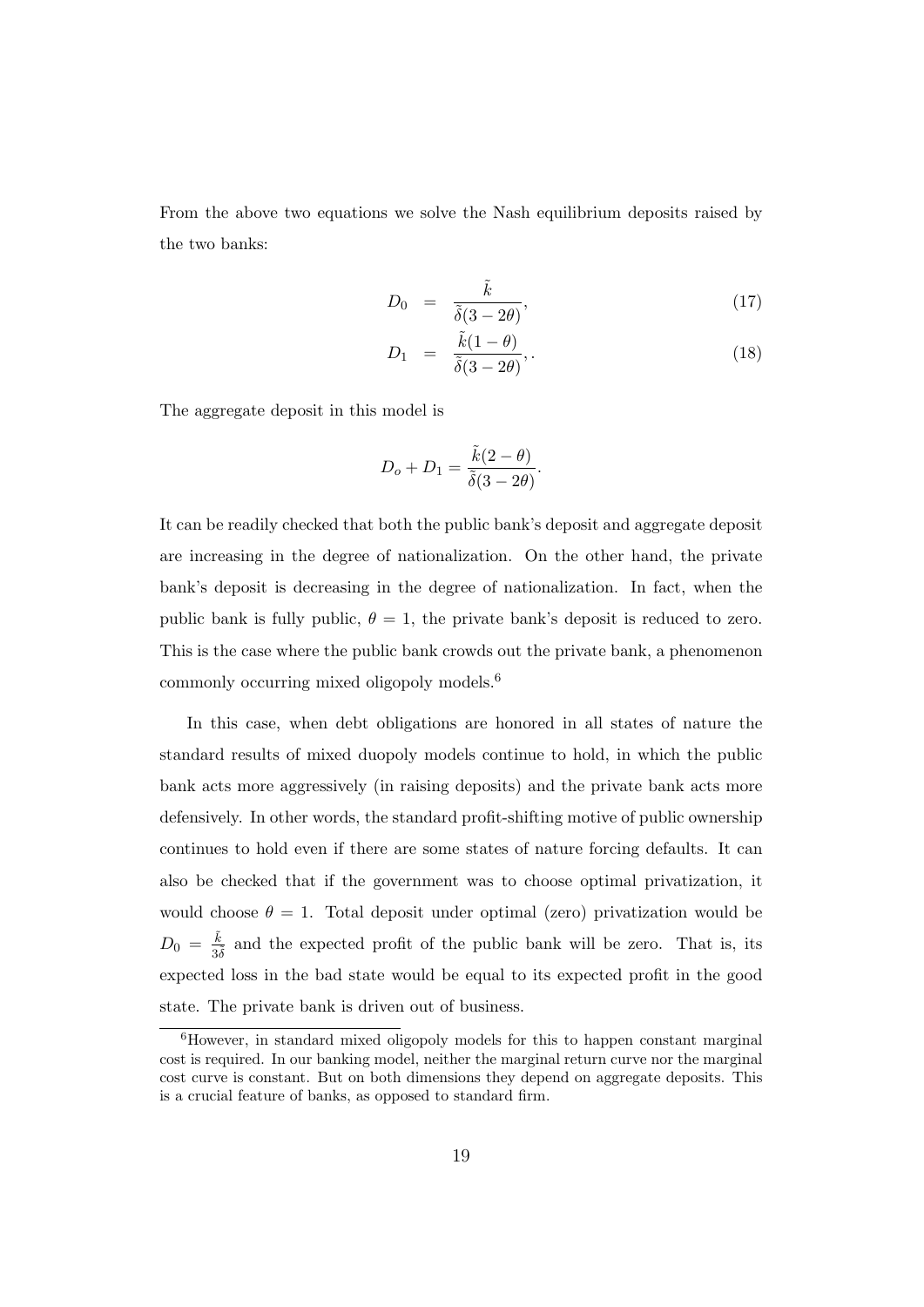From the above two equations we solve the Nash equilibrium deposits raised by the two banks:

$$
\begin{aligned}
D_0 &= \frac{\tilde{k}}{\tilde{\delta}(3-2\theta)}, \qquad (17) \\
D_1 &= \frac{\tilde{k}(1-\theta)}{\tilde{\delta}(3-2\theta)},. \qquad (18)
\end{aligned}
$$

The aggregate deposit in this model is

$$
D_o + D_1 = \frac{\tilde{k}(2-\theta)}{\tilde{\delta}(3-2\theta)}.
$$

It can be readily checked that both the public bank's deposit and aggregate deposit are increasing in the degree of nationalization. On the other hand, the private bank's deposit is decreasing in the degree of nationalization. In fact, when the public bank is fully public, $\theta = 1$, the private bank's deposit is reduced to zero. This is the case where the public bank crowds out the private bank, a phenomenon commonly occurring mixed oligopoly models.[6]

In this case, when debt obligations are honored in all states of nature the standard results of mixed duopoly models continue to hold, in which the public bank acts more aggressively (in raising deposits) and the private bank acts more defensively. In other words, the standard profit-shifting motive of public ownership continues to hold even if there are some states of nature forcing defaults. It can also be checked that if the government was to choose optimal privatization, it would choose $\theta = 1$. Total deposit under optimal (zero) privatization would be $D_0 = \frac{\tilde{k}}{3\tilde{\delta}}$ and the expected profit of the public bank will be zero. That is, its expected loss in the bad state would be equal to its expected profit in the good state. The private bank is driven out of business.

[6]However, in standard mixed oligopoly models for this to happen constant marginal cost is required. In our banking model, neither the marginal return curve nor the marginal cost curve is constant. But on both dimensions they depend on aggregate deposits. This is a crucial feature of banks, as opposed to standard firm.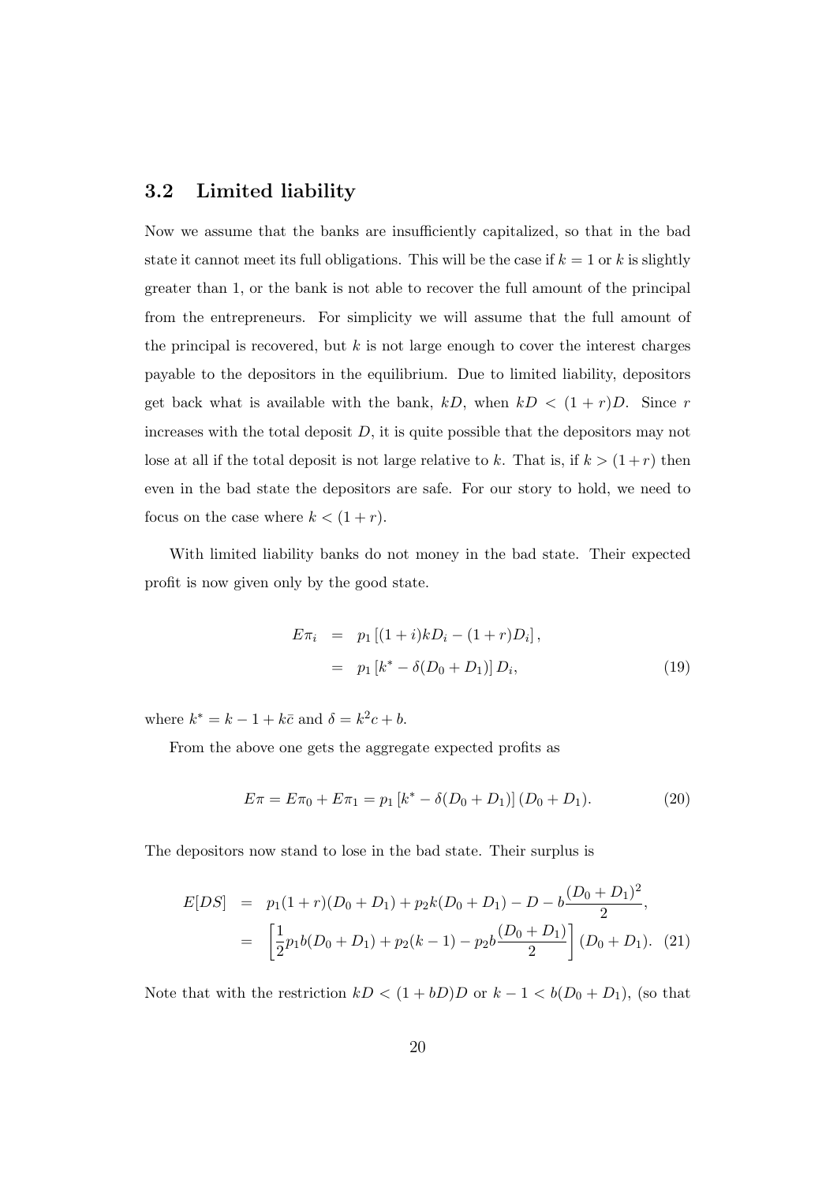### 3.2 Limited liability

Now we assume that the banks are insufficiently capitalized, so that in the bad state it cannot meet its full obligations. This will be the case if $k = 1$ or $k$ is slightly greater than 1, or the bank is not able to recover the full amount of the principal from the entrepreneurs. For simplicity we will assume that the full amount of the principal is recovered, but $k$ is not large enough to cover the interest charges payable to the depositors in the equilibrium. Due to limited liability, depositors get back what is available with the bank, $kD$, when $kD < (1 + r)D$. Since $r$ increases with the total deposit $D$, it is quite possible that the depositors may not lose at all if the total deposit is not large relative to $k$. That is, if $k > (1+r)$ then even in the bad state the depositors are safe. For our story to hold, we need to focus on the case where $k < (1 + r)$.

With limited liability banks do not money in the bad state. Their expected profit is now given only by the good state.

$$
\begin{aligned}
E\pi_i &= p_1 \left[(1+i)kD_i - (1+r)D_i\right], \\
&= p_1 \left[k^* - \delta(D_0 + D_1)\right] D_i, \qquad (19)
\end{aligned}
$$

where $k^* = k - 1 + k\bar{c}$ and $\delta = k^2 c + b$.

From the above one gets the aggregate expected profits as

$$
E\pi = E\pi_0 + E\pi_1 = p_1 \left[k^* - \delta(D_0 + D_1)\right](D_0 + D_1). \qquad (20)
$$

The depositors now stand to lose in the bad state. Their surplus is

$$
\begin{aligned}
E[DS] &= p_1(1+r)(D_0 + D_1) + p_2 k(D_0 + D_1) - D - b\frac{(D_0 + D_1)^2}{2}, \\
&= \left[\frac{1}{2}p_1 b(D_0 + D_1) + p_2(k-1) - p_2 b\frac{(D_0 + D_1)}{2}\right](D_0 + D_1). \qquad (21)
\end{aligned}
$$

Note that with the restriction $kD < (1 + bD)D$ or $k - 1 < b(D_0 + D_1)$, (so that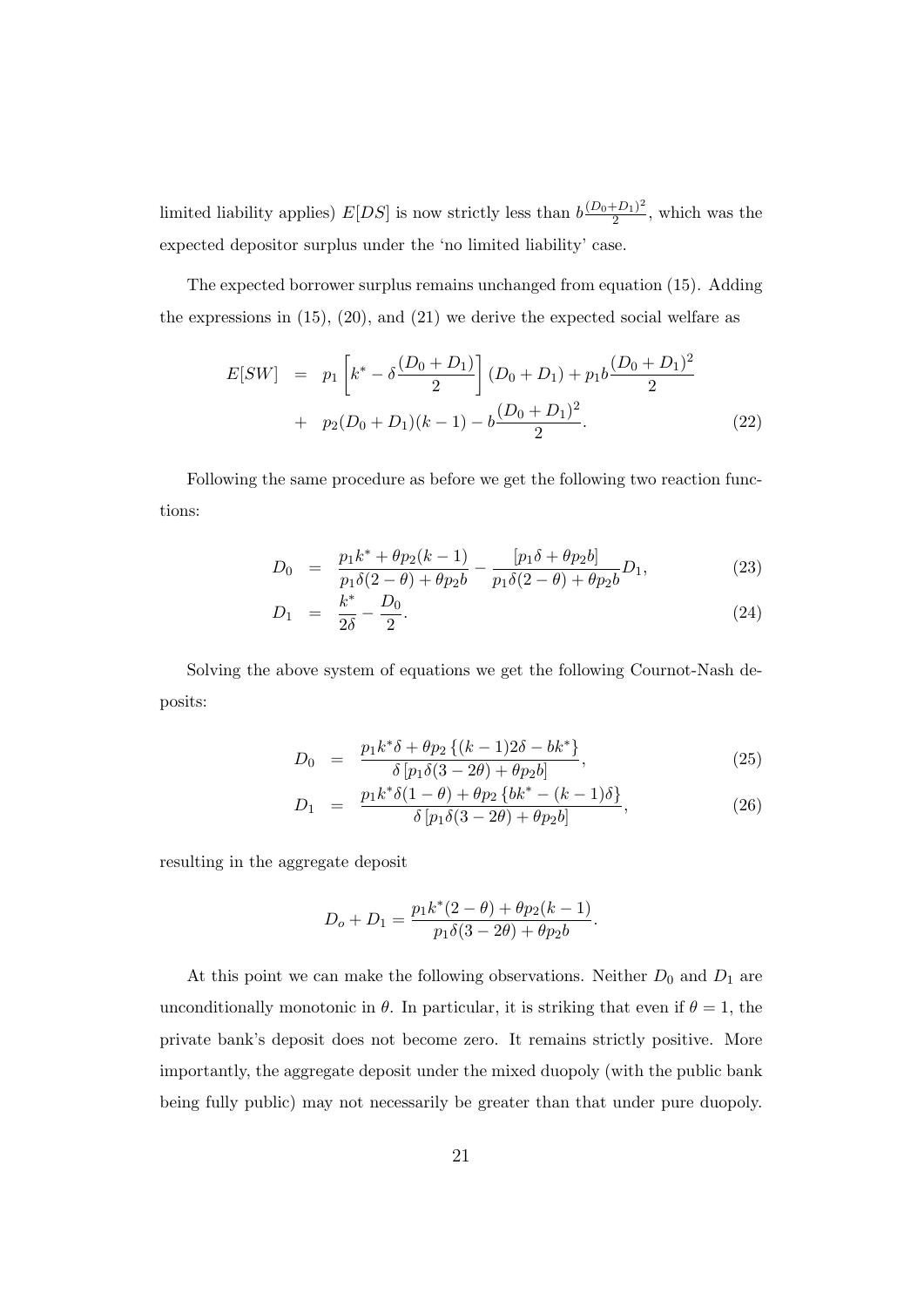limited liability applies) $E[DS]$ is now strictly less than $b\frac{(D_0+D_1)^2}{2}$, which was the expected depositor surplus under the 'no limited liability' case.

The expected borrower surplus remains unchanged from equation (15). Adding the expressions in (15), (20), and (21) we derive the expected social welfare as

$$
\begin{aligned}
E[SW] &= p_1\left[k^* - \delta\frac{(D_0+D_1)}{2}\right](D_0+D_1) + p_1 b\frac{(D_0+D_1)^2}{2} \\
&+ p_2(D_0+D_1)(k-1) - b\frac{(D_0+D_1)^2}{2}. \qquad (22)
\end{aligned}
$$

Following the same procedure as before we get the following two reaction functions:

$$
\begin{aligned}
D_0 &= \frac{p_1 k^* + \theta p_2(k-1)}{p_1\delta(2-\theta) + \theta p_2 b} - \frac{[p_1\delta + \theta p_2 b]}{p_1\delta(2-\theta) + \theta p_2 b}D_1, \qquad (23) \\
D_1 &= \frac{k^*}{2\delta} - \frac{D_0}{2}. \qquad (24)
\end{aligned}
$$

Solving the above system of equations we get the following Cournot-Nash deposits:

$$
\begin{aligned}
D_0 &= \frac{p_1 k^*\delta + \theta p_2\{(k-1)2\delta - bk^*\}}{\delta\left[p_1\delta(3-2\theta) + \theta p_2 b\right]}, \qquad (25) \\
D_1 &= \frac{p_1 k^*\delta(1-\theta) + \theta p_2\{bk^* - (k-1)\delta\}}{\delta\left[p_1\delta(3-2\theta) + \theta p_2 b\right]}, \qquad (26)
\end{aligned}
$$

resulting in the aggregate deposit

$$
D_o + D_1 = \frac{p_1 k^*(2-\theta) + \theta p_2(k-1)}{p_1\delta(3-2\theta) + \theta p_2 b}.
$$

At this point we can make the following observations. Neither $D_0$ and $D_1$ are unconditionally monotonic in $\theta$. In particular, it is striking that even if $\theta = 1$, the private bank's deposit does not become zero. It remains strictly positive. More importantly, the aggregate deposit under the mixed duopoly (with the public bank being fully public) may not necessarily be greater than that under pure duopoly.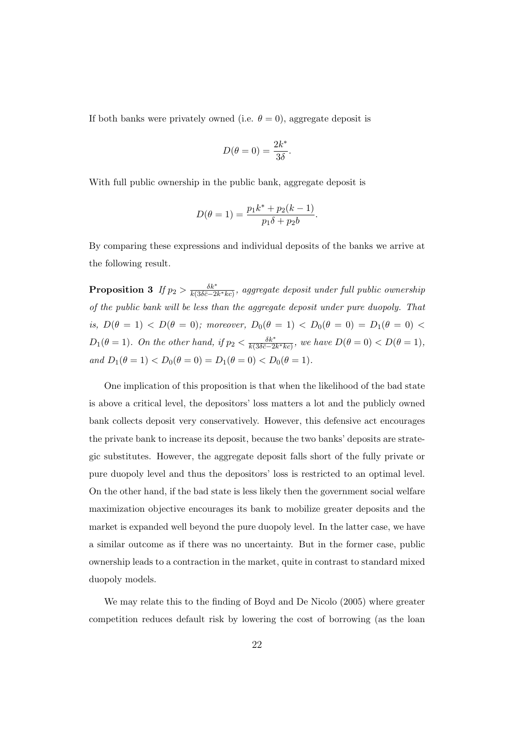If both banks were privately owned (i.e. $\theta = 0$), aggregate deposit is

$$D(\theta = 0) = \frac{2k^*}{3\delta}.$$

With full public ownership in the public bank, aggregate deposit is

$$D(\theta = 1) = \frac{p_1 k^* + p_2(k-1)}{p_1\delta + p_2 b}.$$

By comparing these expressions and individual deposits of the banks we arrive at the following result.

**Proposition 3** *If $p_2 > \frac{\delta k^*}{k(3\delta\bar{c} - 2k^* kc)}$, aggregate deposit under full public ownership of the public bank will be less than the aggregate deposit under pure duopoly. That is, $D(\theta = 1) < D(\theta = 0)$; moreover, $D_0(\theta = 1) < D_0(\theta = 0) = D_1(\theta = 0) < D_1(\theta = 1)$. On the other hand, if $p_2 < \frac{\delta k^*}{k(3\delta\bar{c} - 2k^* kc)}$, we have $D(\theta = 0) < D(\theta = 1)$, and $D_1(\theta = 1) < D_0(\theta = 0) = D_1(\theta = 0) < D_0(\theta = 1)$.*

One implication of this proposition is that when the likelihood of the bad state is above a critical level, the depositors' loss matters a lot and the publicly owned bank collects deposit very conservatively. However, this defensive act encourages the private bank to increase its deposit, because the two banks' deposits are strategic substitutes. However, the aggregate deposit falls short of the fully private or pure duopoly level and thus the depositors' loss is restricted to an optimal level. On the other hand, if the bad state is less likely then the government social welfare maximization objective encourages its bank to mobilize greater deposits and the market is expanded well beyond the pure duopoly level. In the latter case, we have a similar outcome as if there was no uncertainty. But in the former case, public ownership leads to a contraction in the market, quite in contrast to standard mixed duopoly models.

We may relate this to the finding of Boyd and De Nicolo (2005) where greater competition reduces default risk by lowering the cost of borrowing (as the loan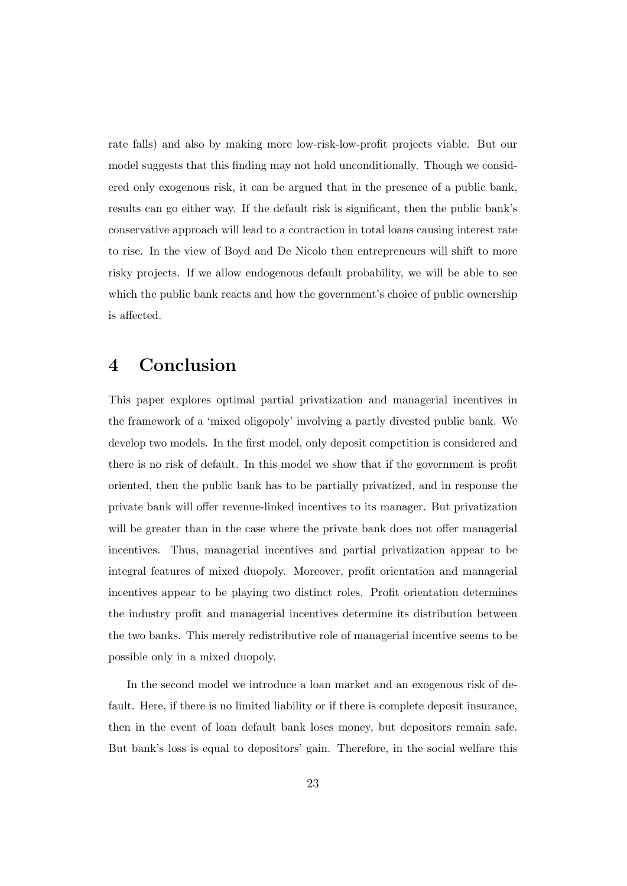rate falls) and also by making more low-risk-low-profit projects viable. But our model suggests that this finding may not hold unconditionally. Though we considered only exogenous risk, it can be argued that in the presence of a public bank, results can go either way. If the default risk is significant, then the public bank's conservative approach will lead to a contraction in total loans causing interest rate to rise. In the view of Boyd and De Nicolo then entrepreneurs will shift to more risky projects. If we allow endogenous default probability, we will be able to see which the public bank reacts and how the government's choice of public ownership is affected.

# 4 Conclusion

This paper explores optimal partial privatization and managerial incentives in the framework of a 'mixed oligopoly' involving a partly divested public bank. We develop two models. In the first model, only deposit competition is considered and there is no risk of default. In this model we show that if the government is profit oriented, then the public bank has to be partially privatized, and in response the private bank will offer revenue-linked incentives to its manager. But privatization will be greater than in the case where the private bank does not offer managerial incentives. Thus, managerial incentives and partial privatization appear to be integral features of mixed duopoly. Moreover, profit orientation and managerial incentives appear to be playing two distinct roles. Profit orientation determines the industry profit and managerial incentives determine its distribution between the two banks. This merely redistributive role of managerial incentive seems to be possible only in a mixed duopoly.

In the second model we introduce a loan market and an exogenous risk of default. Here, if there is no limited liability or if there is complete deposit insurance, then in the event of loan default bank loses money, but depositors remain safe. But bank's loss is equal to depositors' gain. Therefore, in the social welfare this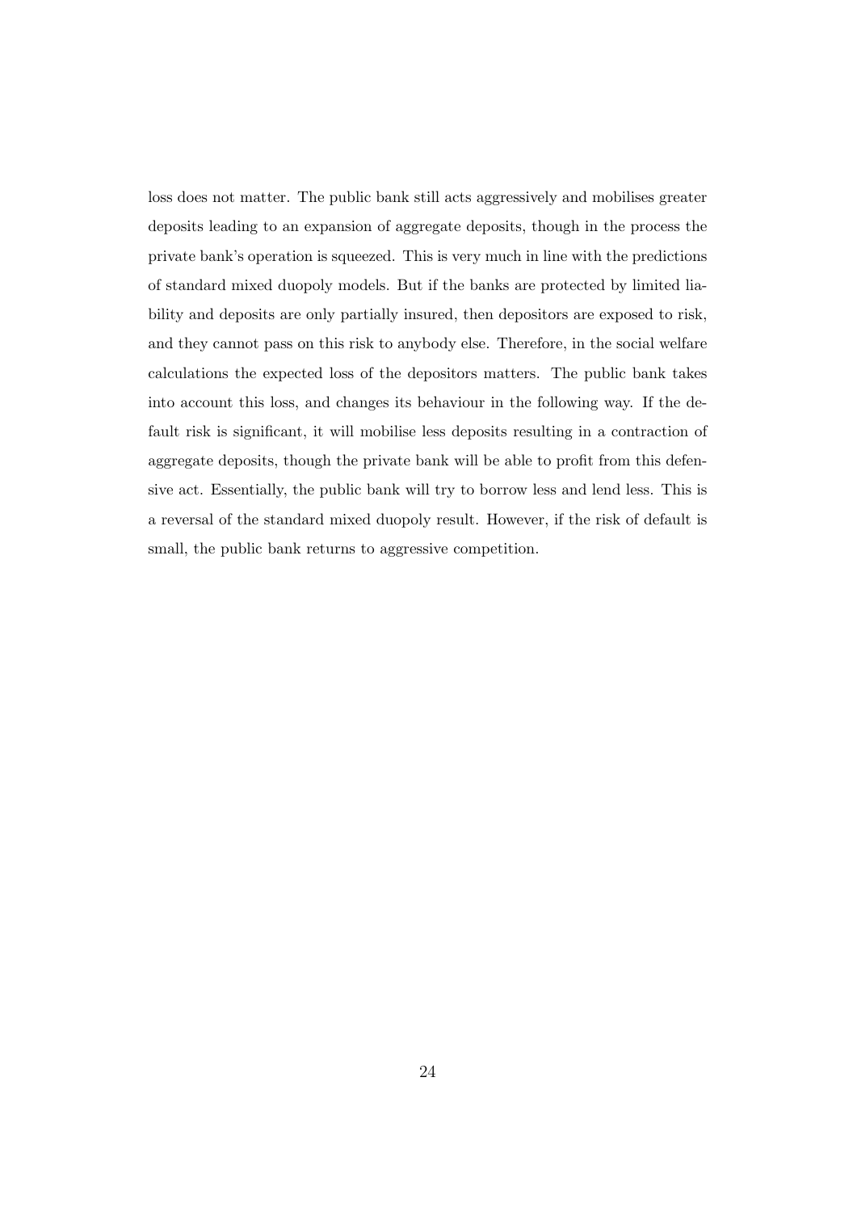loss does not matter. The public bank still acts aggressively and mobilises greater deposits leading to an expansion of aggregate deposits, though in the process the private bank's operation is squeezed. This is very much in line with the predictions of standard mixed duopoly models. But if the banks are protected by limited liability and deposits are only partially insured, then depositors are exposed to risk, and they cannot pass on this risk to anybody else. Therefore, in the social welfare calculations the expected loss of the depositors matters. The public bank takes into account this loss, and changes its behaviour in the following way. If the default risk is significant, it will mobilise less deposits resulting in a contraction of aggregate deposits, though the private bank will be able to profit from this defensive act. Essentially, the public bank will try to borrow less and lend less. This is a reversal of the standard mixed duopoly result. However, if the risk of default is small, the public bank returns to aggressive competition.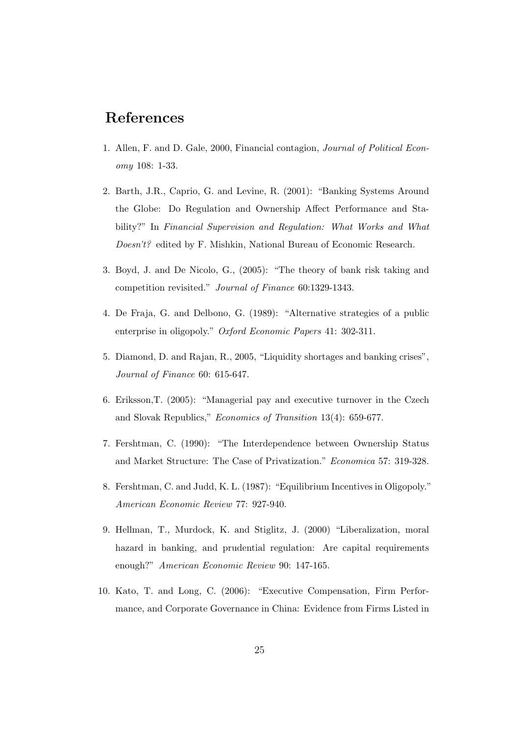# References

1. Allen, F. and D. Gale, 2000, Financial contagion, *Journal of Political Economy* 108: 1-33.

2. Barth, J.R., Caprio, G. and Levine, R. (2001): "Banking Systems Around the Globe: Do Regulation and Ownership Affect Performance and Stability?" In *Financial Supervision and Regulation: What Works and What Doesn't?* edited by F. Mishkin, National Bureau of Economic Research.

3. Boyd, J. and De Nicolo, G., (2005): "The theory of bank risk taking and competition revisited." *Journal of Finance* 60:1329-1343.

4. De Fraja, G. and Delbono, G. (1989): "Alternative strategies of a public enterprise in oligopoly." *Oxford Economic Papers* 41: 302-311.

5. Diamond, D. and Rajan, R., 2005, "Liquidity shortages and banking crises", *Journal of Finance* 60: 615-647.

6. Eriksson,T. (2005): "Managerial pay and executive turnover in the Czech and Slovak Republics," *Economics of Transition* 13(4): 659-677.

7. Fershtman, C. (1990): "The Interdependence between Ownership Status and Market Structure: The Case of Privatization." *Economica* 57: 319-328.

8. Fershtman, C. and Judd, K. L. (1987): "Equilibrium Incentives in Oligopoly." *American Economic Review* 77: 927-940.

9. Hellman, T., Murdock, K. and Stiglitz, J. (2000) "Liberalization, moral hazard in banking, and prudential regulation: Are capital requirements enough?" *American Economic Review* 90: 147-165.

10. Kato, T. and Long, C. (2006): "Executive Compensation, Firm Performance, and Corporate Governance in China: Evidence from Firms Listed in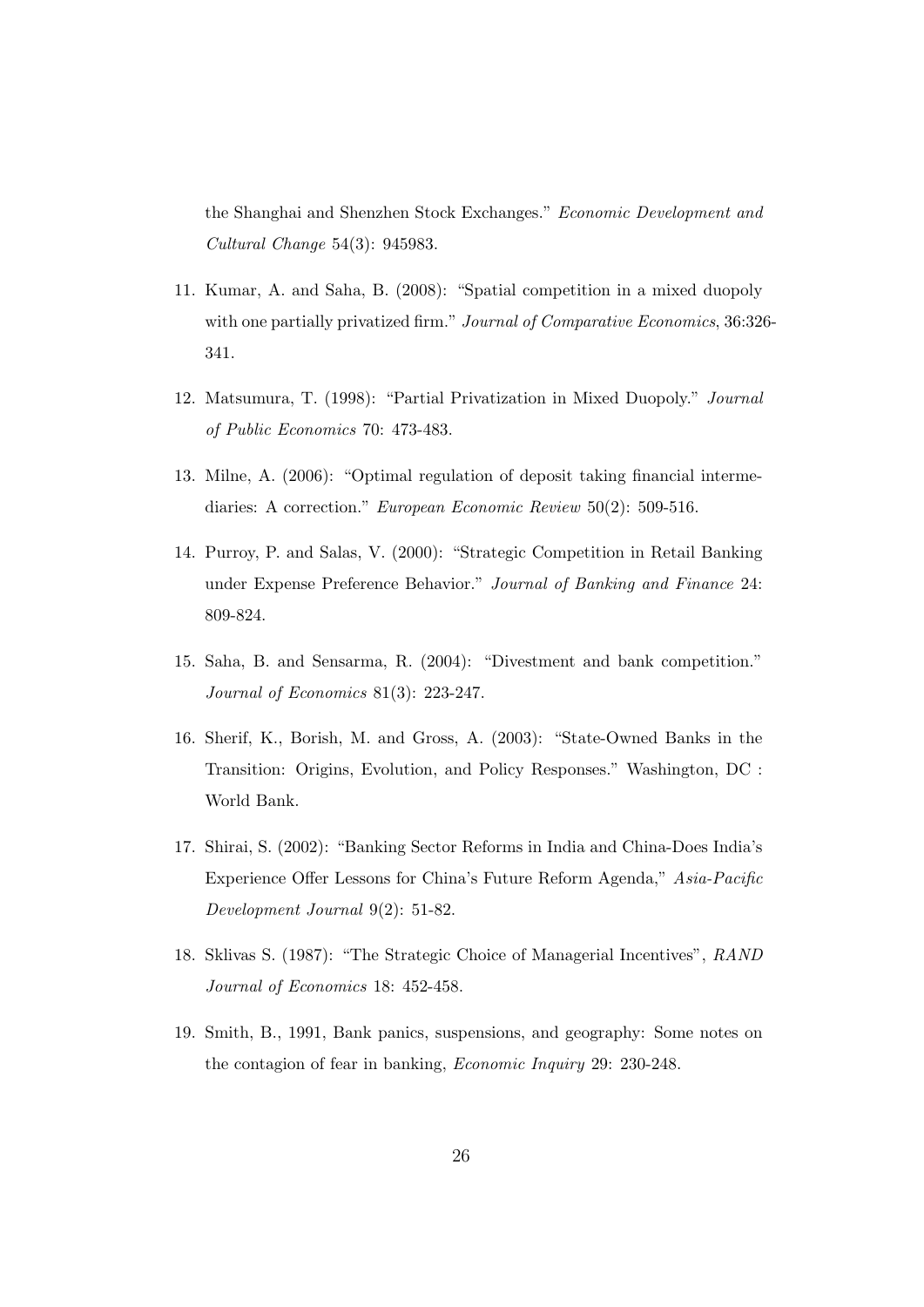the Shanghai and Shenzhen Stock Exchanges." *Economic Development and Cultural Change* 54(3): 945983.

11. Kumar, A. and Saha, B. (2008): "Spatial competition in a mixed duopoly with one partially privatized firm." *Journal of Comparative Economics*, 36:326-341.

12. Matsumura, T. (1998): "Partial Privatization in Mixed Duopoly." *Journal of Public Economics* 70: 473-483.

13. Milne, A. (2006): "Optimal regulation of deposit taking financial intermediaries: A correction." *European Economic Review* 50(2): 509-516.

14. Purroy, P. and Salas, V. (2000): "Strategic Competition in Retail Banking under Expense Preference Behavior." *Journal of Banking and Finance* 24: 809-824.

15. Saha, B. and Sensarma, R. (2004): "Divestment and bank competition." *Journal of Economics* 81(3): 223-247.

16. Sherif, K., Borish, M. and Gross, A. (2003): "State-Owned Banks in the Transition: Origins, Evolution, and Policy Responses." Washington, DC : World Bank.

17. Shirai, S. (2002): "Banking Sector Reforms in India and China-Does India's Experience Offer Lessons for China's Future Reform Agenda," *Asia-Pacific Development Journal* 9(2): 51-82.

18. Sklivas S. (1987): "The Strategic Choice of Managerial Incentives", *RAND Journal of Economics* 18: 452-458.

19. Smith, B., 1991, Bank panics, suspensions, and geography: Some notes on the contagion of fear in banking, *Economic Inquiry* 29: 230-248.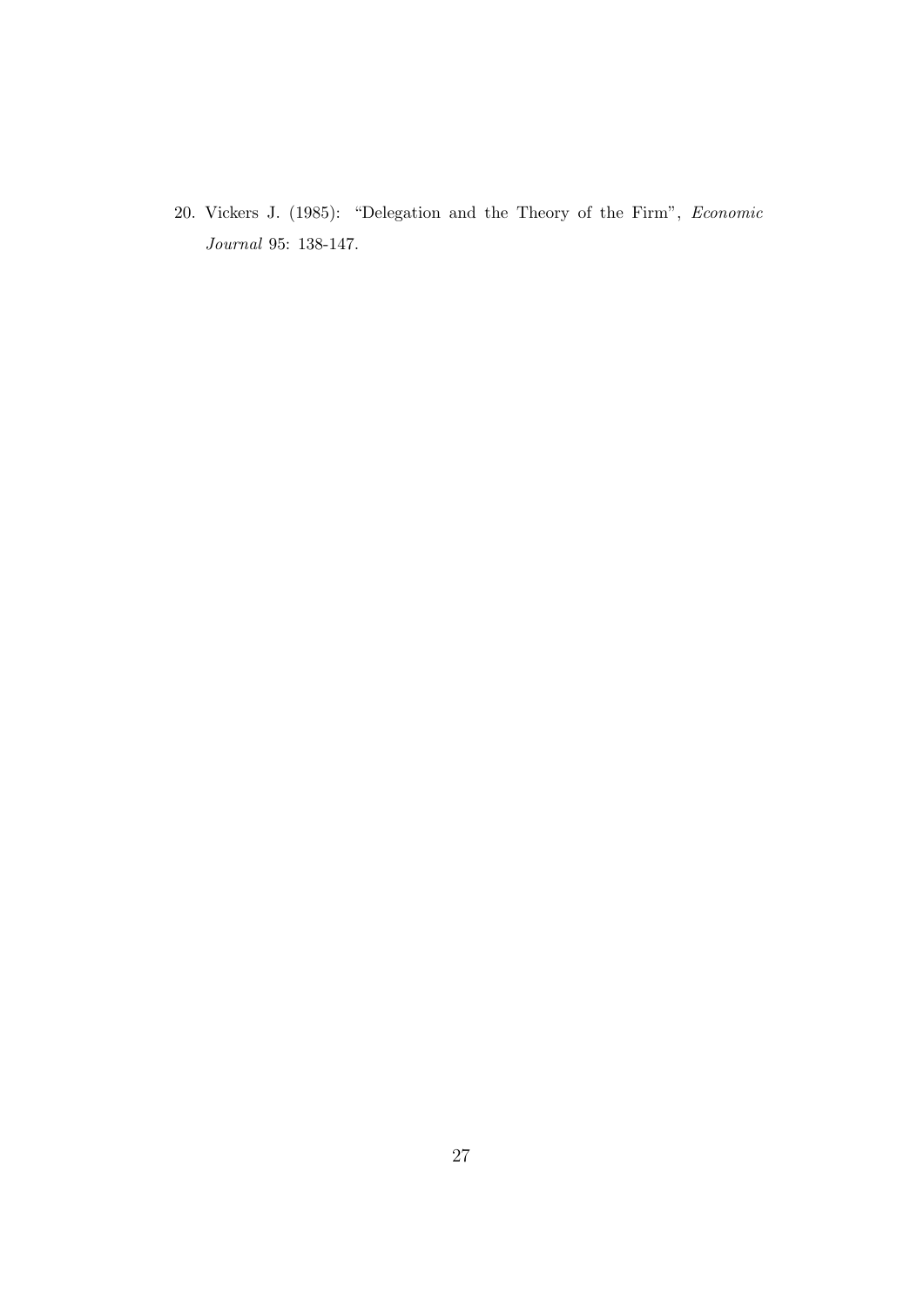20. Vickers J. (1985): "Delegation and the Theory of the Firm", *Economic Journal* 95: 138-147.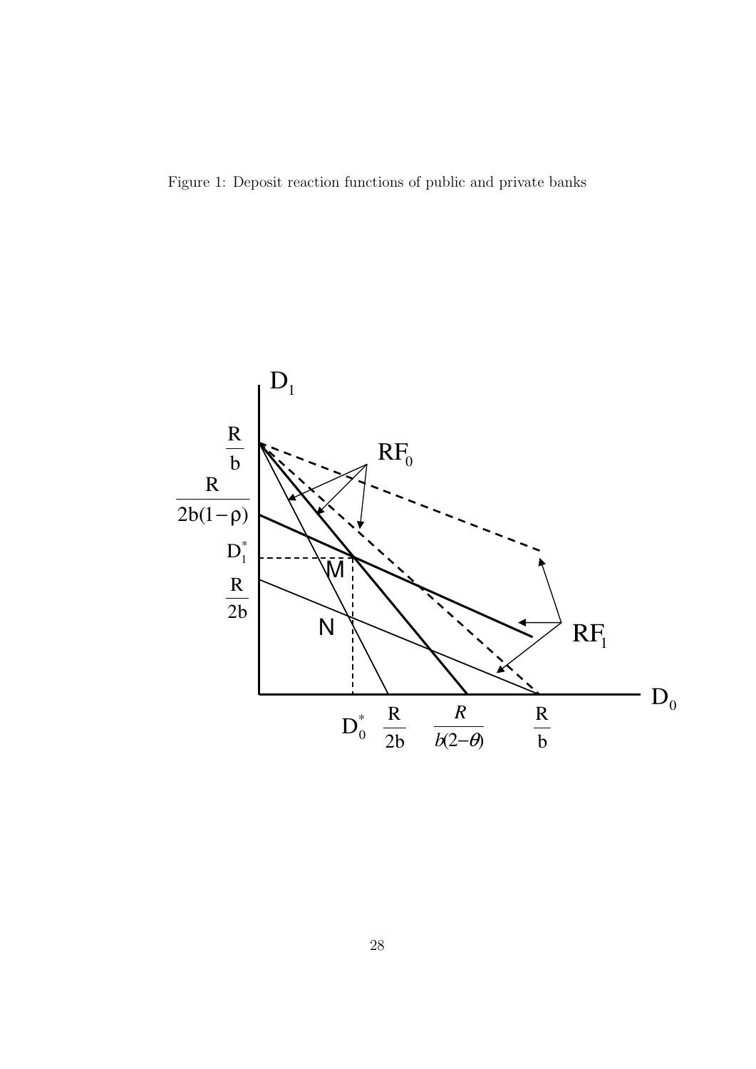Figure 1: Deposit reaction functions of public and private banks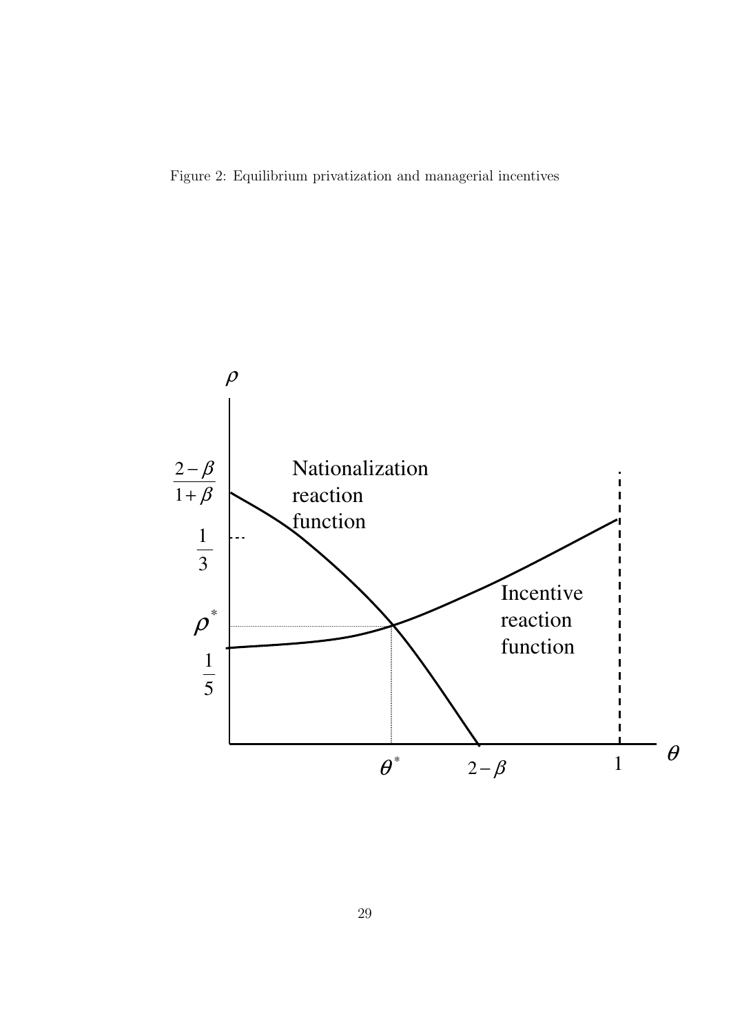Figure 2: Equilibrium privatization and managerial incentives

$\rho$

$\frac{2-\beta}{1+\beta}$

$\frac{1}{3}$

$\rho^*$

$\frac{1}{5}$

Nationalization reaction function

Incentive reaction function

$\theta^*$

$2-\beta$

1

$\theta$